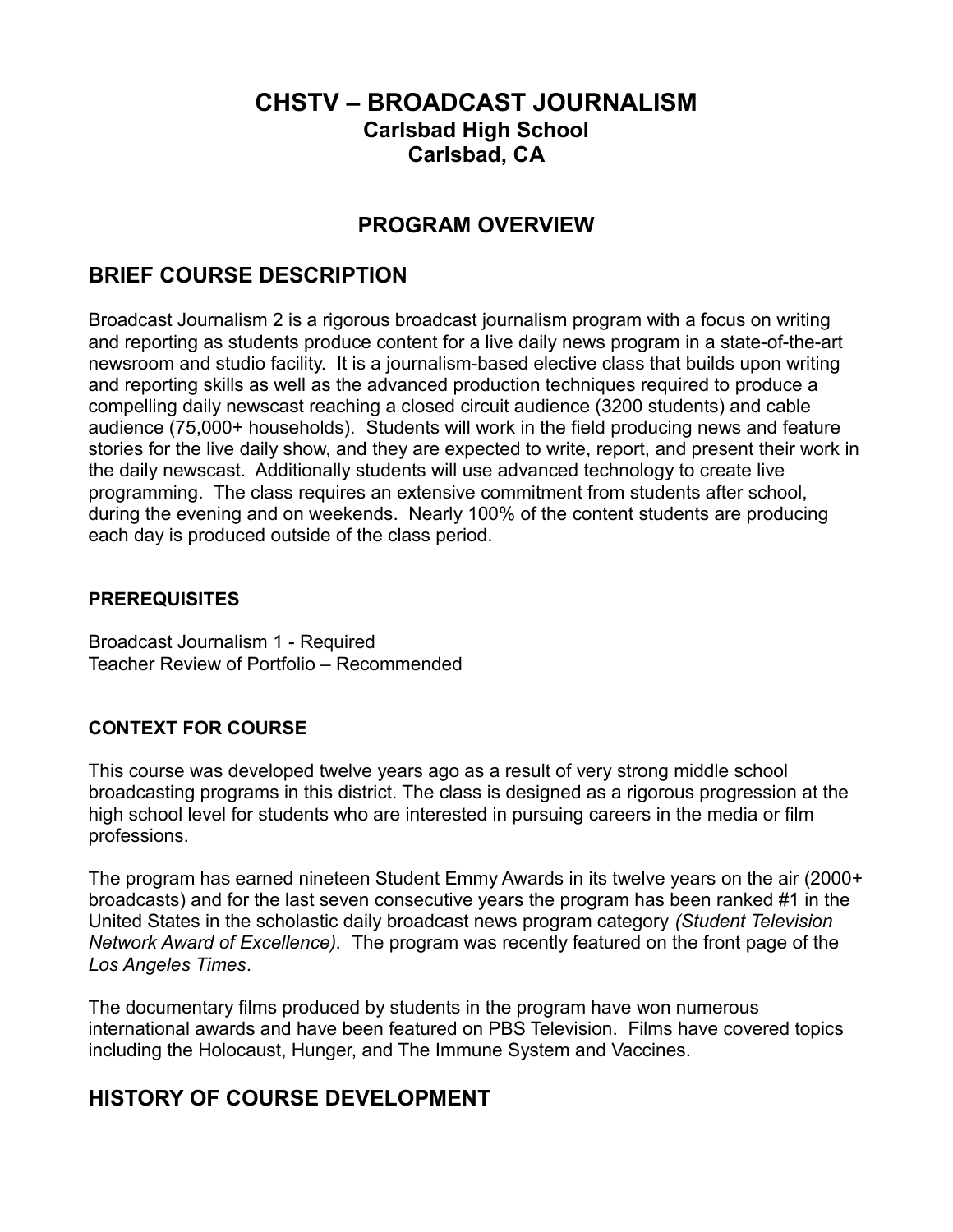# CHSTV – BROADCAST JOURNALISM

**Carlsbad High School**
**Carlsbad, CA**

## PROGRAM OVERVIEW

## BRIEF COURSE DESCRIPTION

Broadcast Journalism 2 is a rigorous broadcast journalism program with a focus on writing and reporting as students produce content for a live daily news program in a state-of-the-art newsroom and studio facility. It is a journalism-based elective class that builds upon writing and reporting skills as well as the advanced production techniques required to produce a compelling daily newscast reaching a closed circuit audience (3200 students) and cable audience (75,000+ households). Students will work in the field producing news and feature stories for the live daily show, and they are expected to write, report, and present their work in the daily newscast. Additionally students will use advanced technology to create live programming. The class requires an extensive commitment from students after school, during the evening and on weekends. Nearly 100% of the content students are producing each day is produced outside of the class period.

### PREREQUISITES

Broadcast Journalism 1 - Required
Teacher Review of Portfolio – Recommended

### CONTEXT FOR COURSE

This course was developed twelve years ago as a result of very strong middle school broadcasting programs in this district. The class is designed as a rigorous progression at the high school level for students who are interested in pursuing careers in the media or film professions.

The program has earned nineteen Student Emmy Awards in its twelve years on the air (2000+ broadcasts) and for the last seven consecutive years the program has been ranked #1 in the United States in the scholastic daily broadcast news program category *(Student Television Network Award of Excellence).* The program was recently featured on the front page of the *Los Angeles Times*.

The documentary films produced by students in the program have won numerous international awards and have been featured on PBS Television. Films have covered topics including the Holocaust, Hunger, and The Immune System and Vaccines.

## HISTORY OF COURSE DEVELOPMENT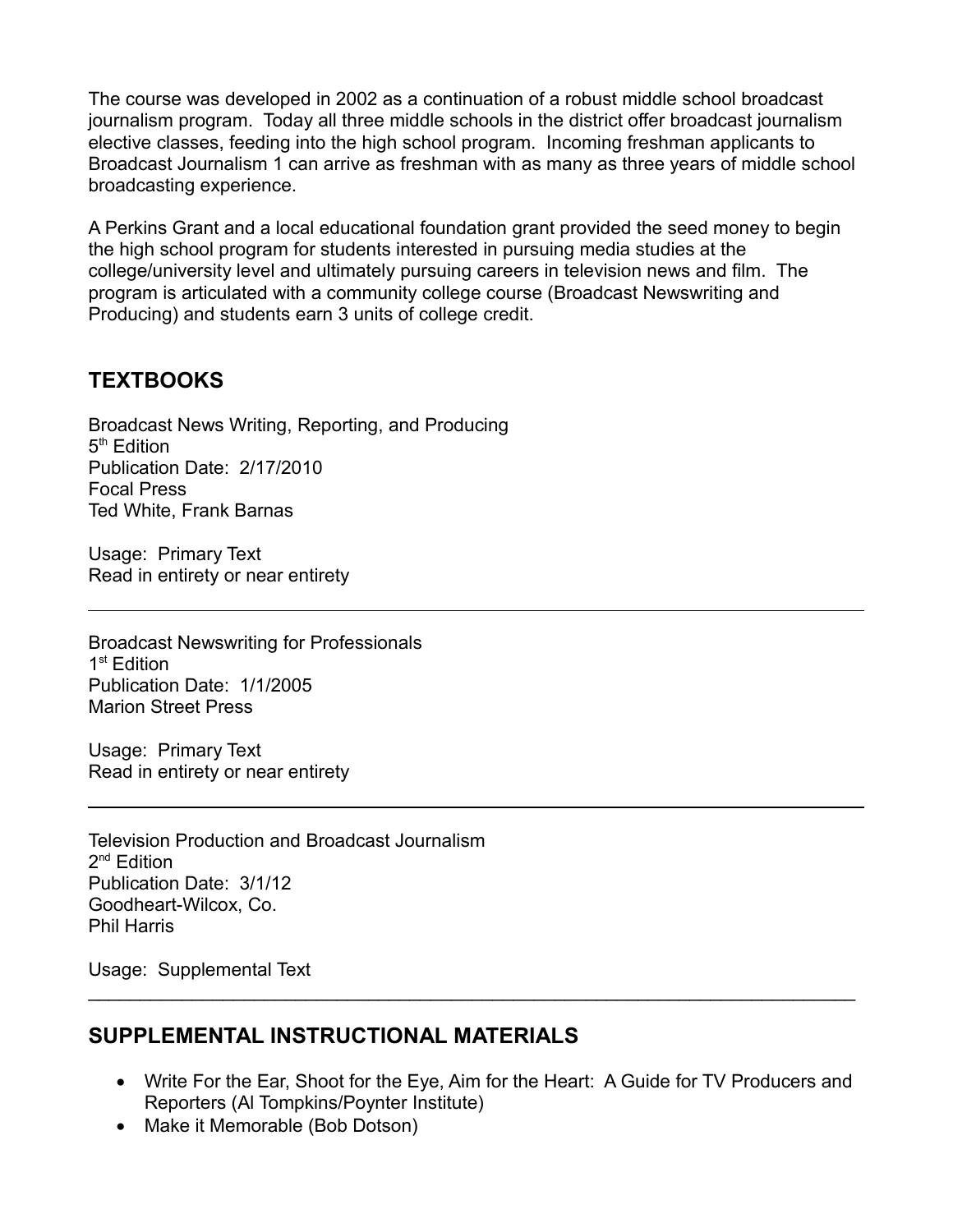The course was developed in 2002 as a continuation of a robust middle school broadcast journalism program. Today all three middle schools in the district offer broadcast journalism elective classes, feeding into the high school program. Incoming freshman applicants to Broadcast Journalism 1 can arrive as freshman with as many as three years of middle school broadcasting experience.

A Perkins Grant and a local educational foundation grant provided the seed money to begin the high school program for students interested in pursuing media studies at the college/university level and ultimately pursuing careers in television news and film. The program is articulated with a community college course (Broadcast Newswriting and Producing) and students earn 3 units of college credit.

## TEXTBOOKS

Broadcast News Writing, Reporting, and Producing
5th Edition
Publication Date: 2/17/2010
Focal Press
Ted White, Frank Barnas

Usage: Primary Text
Read in entirety or near entirety

---

Broadcast Newswriting for Professionals
1st Edition
Publication Date: 1/1/2005
Marion Street Press

Usage: Primary Text
Read in entirety or near entirety

---

Television Production and Broadcast Journalism
2nd Edition
Publication Date: 3/1/12
Goodheart-Wilcox, Co.
Phil Harris

Usage: Supplemental Text

---

## SUPPLEMENTAL INSTRUCTIONAL MATERIALS

- Write For the Ear, Shoot for the Eye, Aim for the Heart: A Guide for TV Producers and Reporters (Al Tompkins/Poynter Institute)
- Make it Memorable (Bob Dotson)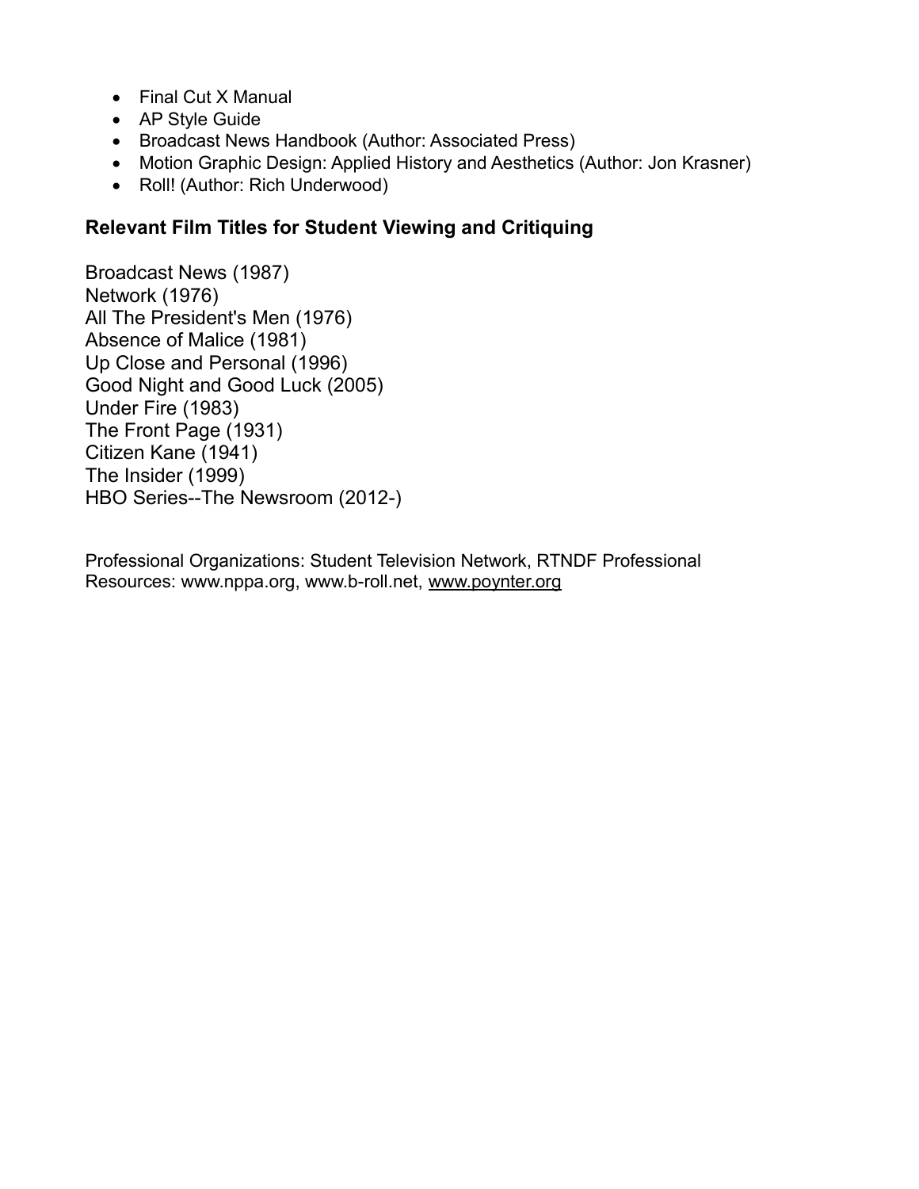- Final Cut X Manual
- AP Style Guide
- Broadcast News Handbook (Author: Associated Press)
- Motion Graphic Design: Applied History and Aesthetics (Author: Jon Krasner)
- Roll! (Author: Rich Underwood)

### Relevant Film Titles for Student Viewing and Critiquing

Broadcast News (1987)
Network (1976)
All The President's Men (1976)
Absence of Malice (1981)
Up Close and Personal (1996)
Good Night and Good Luck (2005)
Under Fire (1983)
The Front Page (1931)
Citizen Kane (1941)
The Insider (1999)
HBO Series--The Newsroom (2012-)

Professional Organizations: Student Television Network, RTNDF Professional Resources: www.nppa.org, www.b-roll.net, www.poynter.org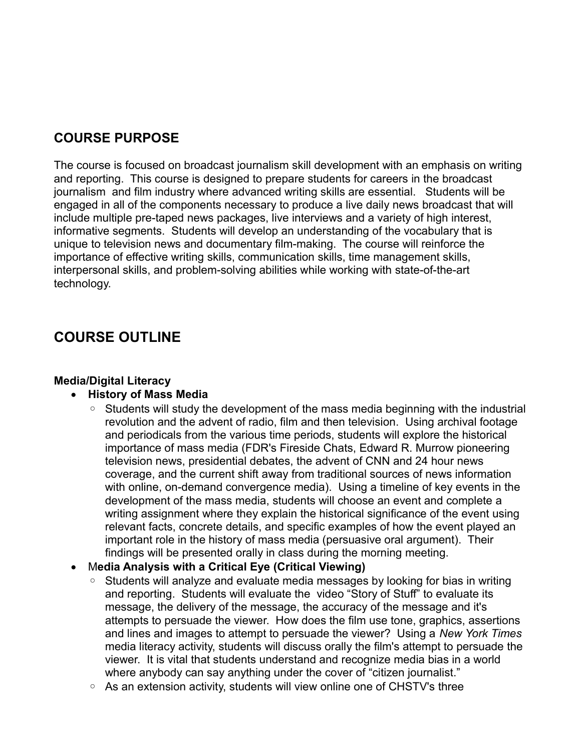## COURSE PURPOSE

The course is focused on broadcast journalism skill development with an emphasis on writing and reporting. This course is designed to prepare students for careers in the broadcast journalism and film industry where advanced writing skills are essential. Students will be engaged in all of the components necessary to produce a live daily news broadcast that will include multiple pre-taped news packages, live interviews and a variety of high interest, informative segments. Students will develop an understanding of the vocabulary that is unique to television news and documentary film-making. The course will reinforce the importance of effective writing skills, communication skills, time management skills, interpersonal skills, and problem-solving abilities while working with state-of-the-art technology.

## COURSE OUTLINE

**Media/Digital Literacy**

- **History of Mass Media**
  - Students will study the development of the mass media beginning with the industrial revolution and the advent of radio, film and then television. Using archival footage and periodicals from the various time periods, students will explore the historical importance of mass media (FDR's Fireside Chats, Edward R. Murrow pioneering television news, presidential debates, the advent of CNN and 24 hour news coverage, and the current shift away from traditional sources of news information with online, on-demand convergence media). Using a timeline of key events in the development of the mass media, students will choose an event and complete a writing assignment where they explain the historical significance of the event using relevant facts, concrete details, and specific examples of how the event played an important role in the history of mass media (persuasive oral argument). Their findings will be presented orally in class during the morning meeting.
- M**edia Analysis with a Critical Eye (Critical Viewing)**
  - Students will analyze and evaluate media messages by looking for bias in writing and reporting. Students will evaluate the video "Story of Stuff" to evaluate its message, the delivery of the message, the accuracy of the message and it's attempts to persuade the viewer. How does the film use tone, graphics, assertions and lines and images to attempt to persuade the viewer? Using a *New York Times* media literacy activity, students will discuss orally the film's attempt to persuade the viewer. It is vital that students understand and recognize media bias in a world where anybody can say anything under the cover of "citizen journalist."
  - As an extension activity, students will view online one of CHSTV's three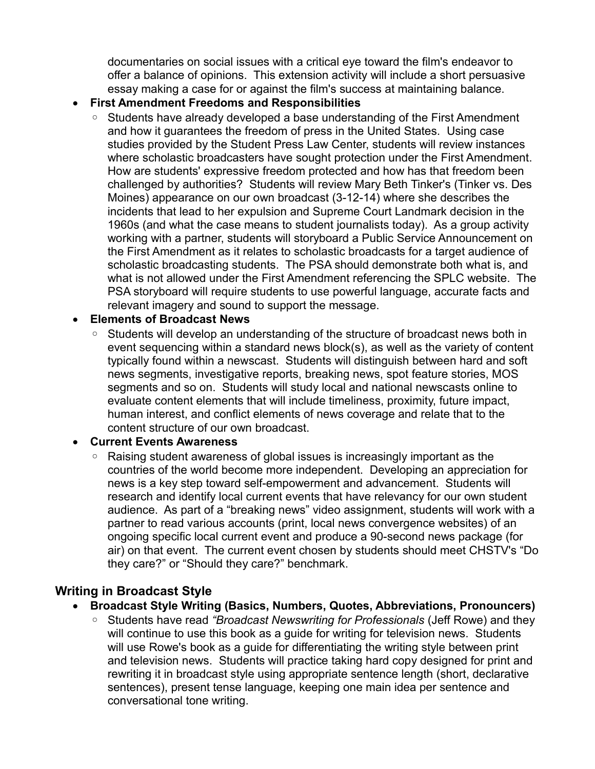documentaries on social issues with a critical eye toward the film's endeavor to offer a balance of opinions. This extension activity will include a short persuasive essay making a case for or against the film's success at maintaining balance.

- **First Amendment Freedoms and Responsibilities**
  - Students have already developed a base understanding of the First Amendment and how it guarantees the freedom of press in the United States. Using case studies provided by the Student Press Law Center, students will review instances where scholastic broadcasters have sought protection under the First Amendment. How are students' expressive freedom protected and how has that freedom been challenged by authorities? Students will review Mary Beth Tinker's (Tinker vs. Des Moines) appearance on our own broadcast (3-12-14) where she describes the incidents that lead to her expulsion and Supreme Court Landmark decision in the 1960s (and what the case means to student journalists today). As a group activity working with a partner, students will storyboard a Public Service Announcement on the First Amendment as it relates to scholastic broadcasts for a target audience of scholastic broadcasting students. The PSA should demonstrate both what is, and what is not allowed under the First Amendment referencing the SPLC website. The PSA storyboard will require students to use powerful language, accurate facts and relevant imagery and sound to support the message.
- **Elements of Broadcast News**
  - Students will develop an understanding of the structure of broadcast news both in event sequencing within a standard news block(s), as well as the variety of content typically found within a newscast. Students will distinguish between hard and soft news segments, investigative reports, breaking news, spot feature stories, MOS segments and so on. Students will study local and national newscasts online to evaluate content elements that will include timeliness, proximity, future impact, human interest, and conflict elements of news coverage and relate that to the content structure of our own broadcast.
- **Current Events Awareness**
  - Raising student awareness of global issues is increasingly important as the countries of the world become more independent. Developing an appreciation for news is a key step toward self-empowerment and advancement. Students will research and identify local current events that have relevancy for our own student audience. As part of a "breaking news" video assignment, students will work with a partner to read various accounts (print, local news convergence websites) of an ongoing specific local current event and produce a 90-second news package (for air) on that event. The current event chosen by students should meet CHSTV's "Do they care?" or "Should they care?" benchmark.

## Writing in Broadcast Style

- **Broadcast Style Writing (Basics, Numbers, Quotes, Abbreviations, Pronouncers)**
  - Students have read *"Broadcast Newswriting for Professionals* (Jeff Rowe) and they will continue to use this book as a guide for writing for television news. Students will use Rowe's book as a guide for differentiating the writing style between print and television news. Students will practice taking hard copy designed for print and rewriting it in broadcast style using appropriate sentence length (short, declarative sentences), present tense language, keeping one main idea per sentence and conversational tone writing.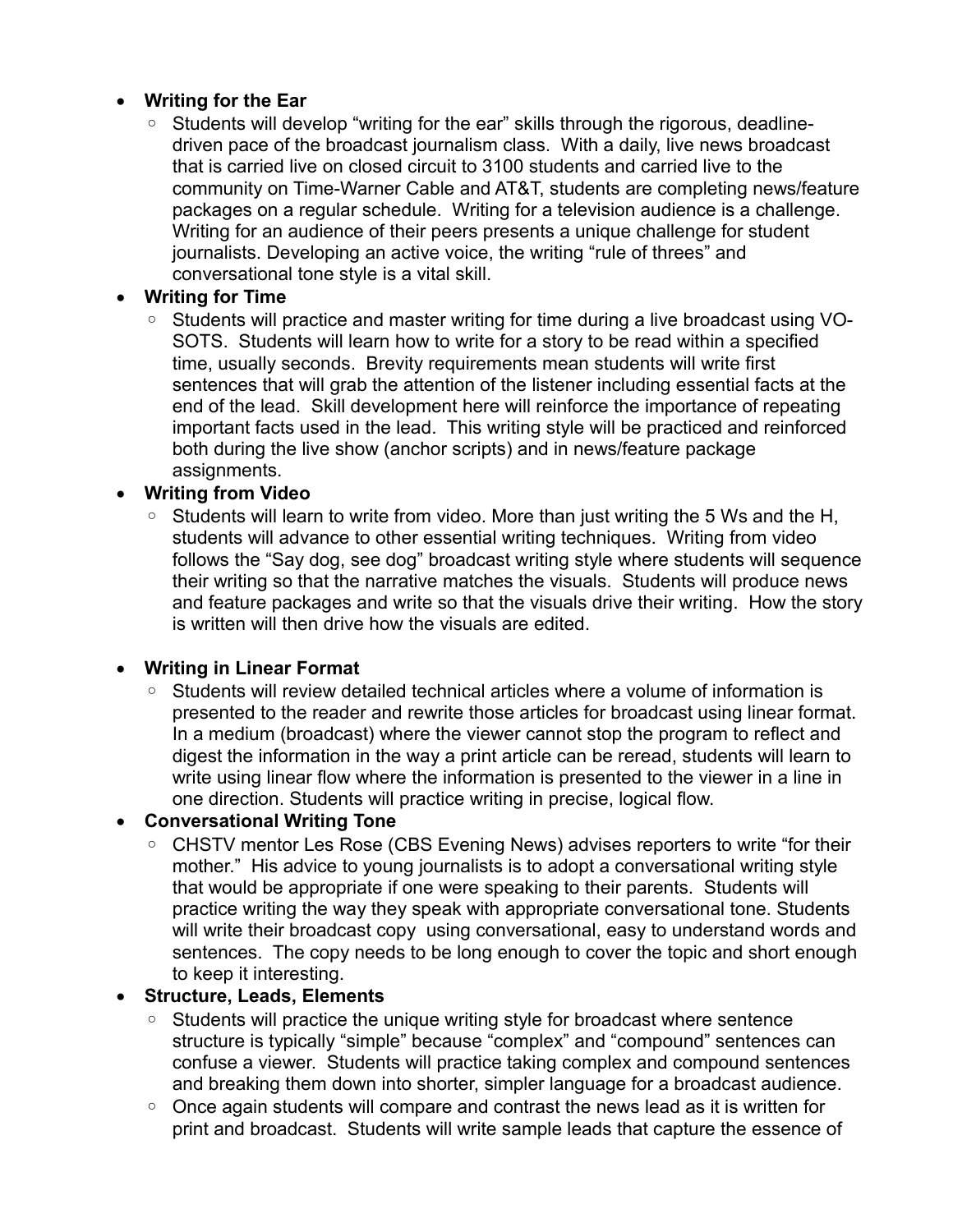- **Writing for the Ear**
  - Students will develop "writing for the ear" skills through the rigorous, deadline-driven pace of the broadcast journalism class. With a daily, live news broadcast that is carried live on closed circuit to 3100 students and carried live to the community on Time-Warner Cable and AT&T, students are completing news/feature packages on a regular schedule. Writing for a television audience is a challenge. Writing for an audience of their peers presents a unique challenge for student journalists. Developing an active voice, the writing "rule of threes" and conversational tone style is a vital skill.
- **Writing for Time**
  - Students will practice and master writing for time during a live broadcast using VO-SOTS. Students will learn how to write for a story to be read within a specified time, usually seconds. Brevity requirements mean students will write first sentences that will grab the attention of the listener including essential facts at the end of the lead. Skill development here will reinforce the importance of repeating important facts used in the lead. This writing style will be practiced and reinforced both during the live show (anchor scripts) and in news/feature package assignments.
- **Writing from Video**
  - Students will learn to write from video. More than just writing the 5 Ws and the H, students will advance to other essential writing techniques. Writing from video follows the "Say dog, see dog" broadcast writing style where students will sequence their writing so that the narrative matches the visuals. Students will produce news and feature packages and write so that the visuals drive their writing. How the story is written will then drive how the visuals are edited.
- **Writing in Linear Format**
  - Students will review detailed technical articles where a volume of information is presented to the reader and rewrite those articles for broadcast using linear format. In a medium (broadcast) where the viewer cannot stop the program to reflect and digest the information in the way a print article can be reread, students will learn to write using linear flow where the information is presented to the viewer in a line in one direction. Students will practice writing in precise, logical flow.
- **Conversational Writing Tone**
  - CHSTV mentor Les Rose (CBS Evening News) advises reporters to write "for their mother." His advice to young journalists is to adopt a conversational writing style that would be appropriate if one were speaking to their parents. Students will practice writing the way they speak with appropriate conversational tone. Students will write their broadcast copy using conversational, easy to understand words and sentences. The copy needs to be long enough to cover the topic and short enough to keep it interesting.
- **Structure, Leads, Elements**
  - Students will practice the unique writing style for broadcast where sentence structure is typically "simple" because "complex" and "compound" sentences can confuse a viewer. Students will practice taking complex and compound sentences and breaking them down into shorter, simpler language for a broadcast audience.
  - Once again students will compare and contrast the news lead as it is written for print and broadcast. Students will write sample leads that capture the essence of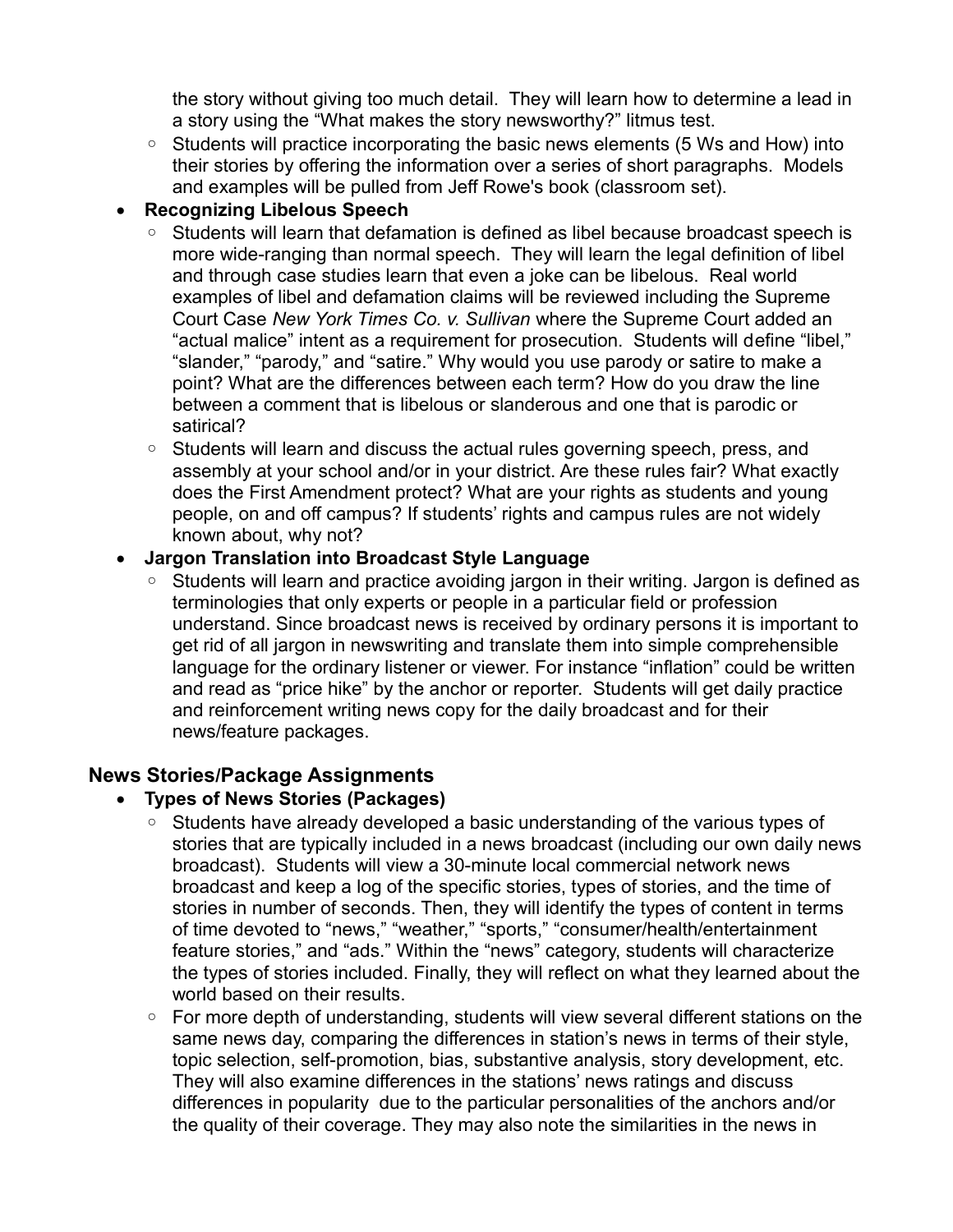the story without giving too much detail. They will learn how to determine a lead in a story using the "What makes the story newsworthy?" litmus test.

  - Students will practice incorporating the basic news elements (5 Ws and How) into their stories by offering the information over a series of short paragraphs. Models and examples will be pulled from Jeff Rowe's book (classroom set).

- **Recognizing Libelous Speech**
  - Students will learn that defamation is defined as libel because broadcast speech is more wide-ranging than normal speech. They will learn the legal definition of libel and through case studies learn that even a joke can be libelous. Real world examples of libel and defamation claims will be reviewed including the Supreme Court Case *New York Times Co. v. Sullivan* where the Supreme Court added an "actual malice" intent as a requirement for prosecution. Students will define "libel," "slander," "parody," and "satire." Why would you use parody or satire to make a point? What are the differences between each term? How do you draw the line between a comment that is libelous or slanderous and one that is parodic or satirical?
  - Students will learn and discuss the actual rules governing speech, press, and assembly at your school and/or in your district. Are these rules fair? What exactly does the First Amendment protect? What are your rights as students and young people, on and off campus? If students' rights and campus rules are not widely known about, why not?

- **Jargon Translation into Broadcast Style Language**
  - Students will learn and practice avoiding jargon in their writing. Jargon is defined as terminologies that only experts or people in a particular field or profession understand. Since broadcast news is received by ordinary persons it is important to get rid of all jargon in newswriting and translate them into simple comprehensible language for the ordinary listener or viewer. For instance "inflation" could be written and read as "price hike" by the anchor or reporter. Students will get daily practice and reinforcement writing news copy for the daily broadcast and for their news/feature packages.

## News Stories/Package Assignments

- **Types of News Stories (Packages)**
  - Students have already developed a basic understanding of the various types of stories that are typically included in a news broadcast (including our own daily news broadcast). Students will view a 30-minute local commercial network news broadcast and keep a log of the specific stories, types of stories, and the time of stories in number of seconds. Then, they will identify the types of content in terms of time devoted to "news," "weather," "sports," "consumer/health/entertainment feature stories," and "ads." Within the "news" category, students will characterize the types of stories included. Finally, they will reflect on what they learned about the world based on their results.
  - For more depth of understanding, students will view several different stations on the same news day, comparing the differences in station's news in terms of their style, topic selection, self-promotion, bias, substantive analysis, story development, etc. They will also examine differences in the stations' news ratings and discuss differences in popularity due to the particular personalities of the anchors and/or the quality of their coverage. They may also note the similarities in the news in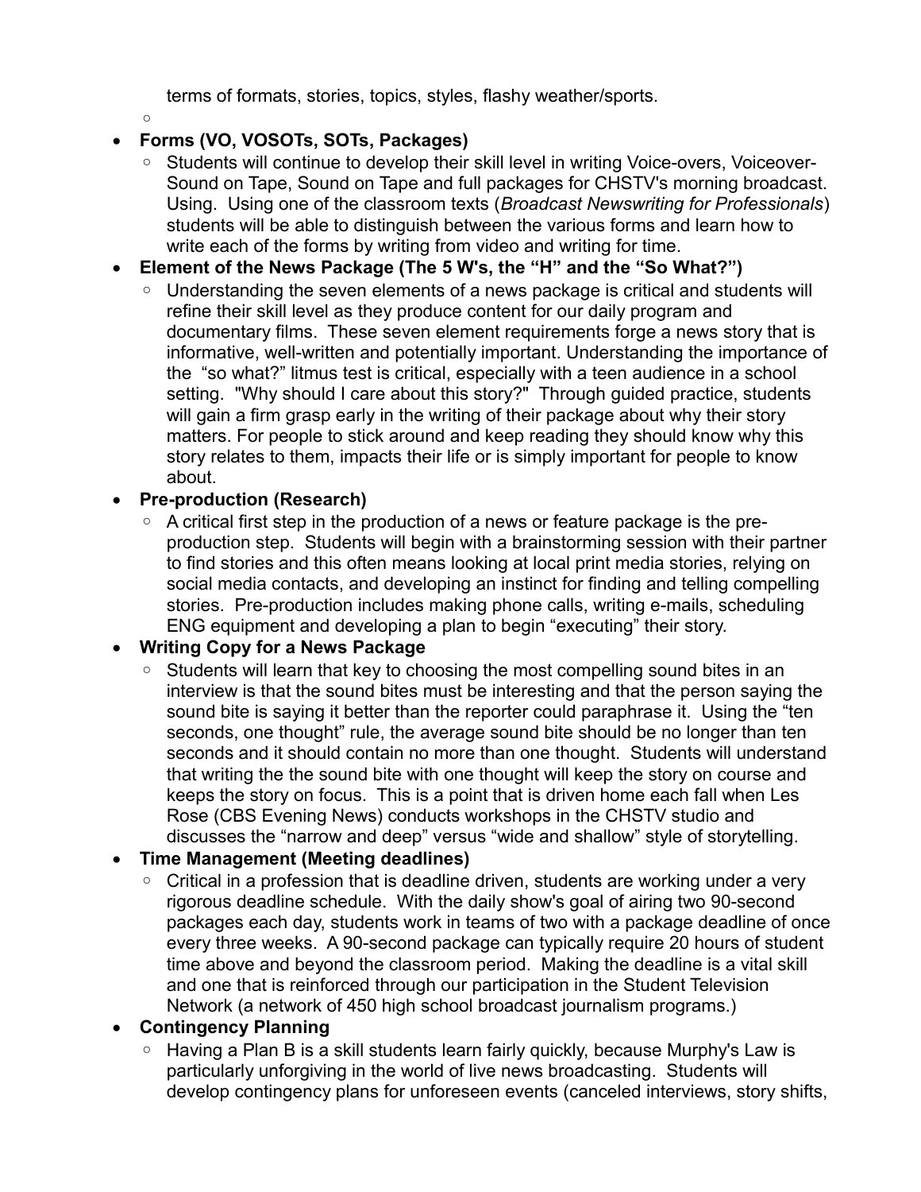terms of formats, stories, topics, styles, flashy weather/sports.

- **Forms (VO, VOSOTs, SOTs, Packages)**
  - Students will continue to develop their skill level in writing Voice-overs, Voiceover-Sound on Tape, Sound on Tape and full packages for CHSTV's morning broadcast. Using. Using one of the classroom texts (*Broadcast Newswriting for Professionals*) students will be able to distinguish between the various forms and learn how to write each of the forms by writing from video and writing for time.
- **Element of the News Package (The 5 W's, the "H" and the "So What?")**
  - Understanding the seven elements of a news package is critical and students will refine their skill level as they produce content for our daily program and documentary films. These seven element requirements forge a news story that is informative, well-written and potentially important. Understanding the importance of the "so what?" litmus test is critical, especially with a teen audience in a school setting. "Why should I care about this story?" Through guided practice, students will gain a firm grasp early in the writing of their package about why their story matters. For people to stick around and keep reading they should know why this story relates to them, impacts their life or is simply important for people to know about.
- **Pre-production (Research)**
  - A critical first step in the production of a news or feature package is the pre-production step. Students will begin with a brainstorming session with their partner to find stories and this often means looking at local print media stories, relying on social media contacts, and developing an instinct for finding and telling compelling stories. Pre-production includes making phone calls, writing e-mails, scheduling ENG equipment and developing a plan to begin "executing" their story.
- **Writing Copy for a News Package**
  - Students will learn that key to choosing the most compelling sound bites in an interview is that the sound bites must be interesting and that the person saying the sound bite is saying it better than the reporter could paraphrase it. Using the "ten seconds, one thought" rule, the average sound bite should be no longer than ten seconds and it should contain no more than one thought. Students will understand that writing the the sound bite with one thought will keep the story on course and keeps the story on focus. This is a point that is driven home each fall when Les Rose (CBS Evening News) conducts workshops in the CHSTV studio and discusses the "narrow and deep" versus "wide and shallow" style of storytelling.
- **Time Management (Meeting deadlines)**
  - Critical in a profession that is deadline driven, students are working under a very rigorous deadline schedule. With the daily show's goal of airing two 90-second packages each day, students work in teams of two with a package deadline of once every three weeks. A 90-second package can typically require 20 hours of student time above and beyond the classroom period. Making the deadline is a vital skill and one that is reinforced through our participation in the Student Television Network (a network of 450 high school broadcast journalism programs.)
- **Contingency Planning**
  - Having a Plan B is a skill students learn fairly quickly, because Murphy's Law is particularly unforgiving in the world of live news broadcasting. Students will develop contingency plans for unforeseen events (canceled interviews, story shifts,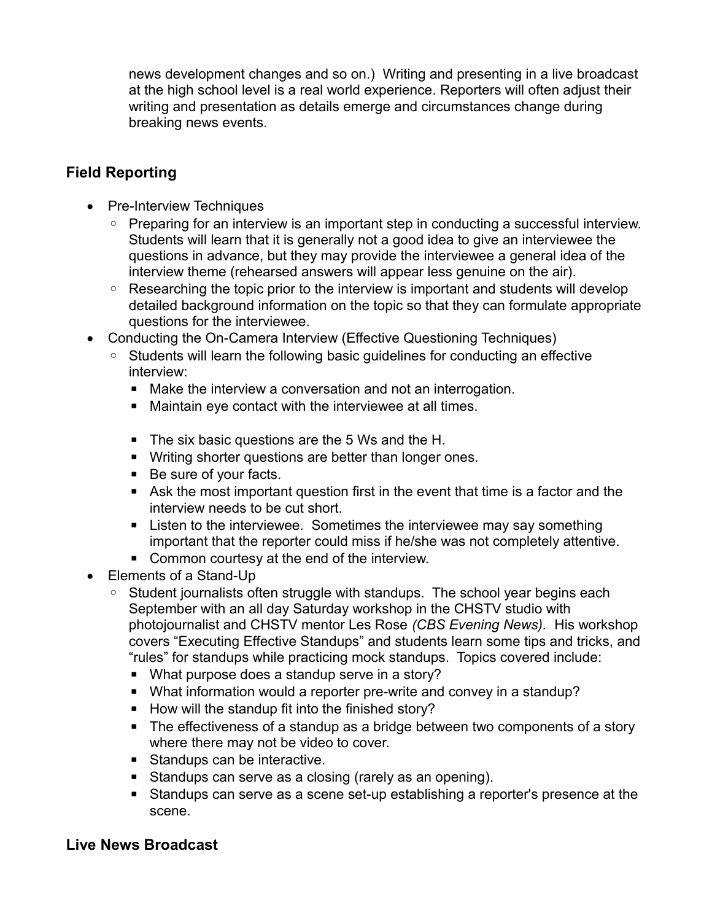news development changes and so on.) Writing and presenting in a live broadcast at the high school level is a real world experience. Reporters will often adjust their writing and presentation as details emerge and circumstances change during breaking news events.

## Field Reporting

- Pre-Interview Techniques
  - Preparing for an interview is an important step in conducting a successful interview. Students will learn that it is generally not a good idea to give an interviewee the questions in advance, but they may provide the interviewee a general idea of the interview theme (rehearsed answers will appear less genuine on the air).
  - Researching the topic prior to the interview is important and students will develop detailed background information on the topic so that they can formulate appropriate questions for the interviewee.
- Conducting the On-Camera Interview (Effective Questioning Techniques)
  - Students will learn the following basic guidelines for conducting an effective interview:
    - Make the interview a conversation and not an interrogation.
    - Maintain eye contact with the interviewee at all times.
    - The six basic questions are the 5 Ws and the H.
    - Writing shorter questions are better than longer ones.
    - Be sure of your facts.
    - Ask the most important question first in the event that time is a factor and the interview needs to be cut short.
    - Listen to the interviewee. Sometimes the interviewee may say something important that the reporter could miss if he/she was not completely attentive.
    - Common courtesy at the end of the interview.
- Elements of a Stand-Up
  - Student journalists often struggle with standups. The school year begins each September with an all day Saturday workshop in the CHSTV studio with photojournalist and CHSTV mentor Les Rose *(CBS Evening News).* His workshop covers "Executing Effective Standups" and students learn some tips and tricks, and "rules" for standups while practicing mock standups. Topics covered include:
    - What purpose does a standup serve in a story?
    - What information would a reporter pre-write and convey in a standup?
    - How will the standup fit into the finished story?
    - The effectiveness of a standup as a bridge between two components of a story where there may not be video to cover.
    - Standups can be interactive.
    - Standups can serve as a closing (rarely as an opening).
    - Standups can serve as a scene set-up establishing a reporter's presence at the scene.

## Live News Broadcast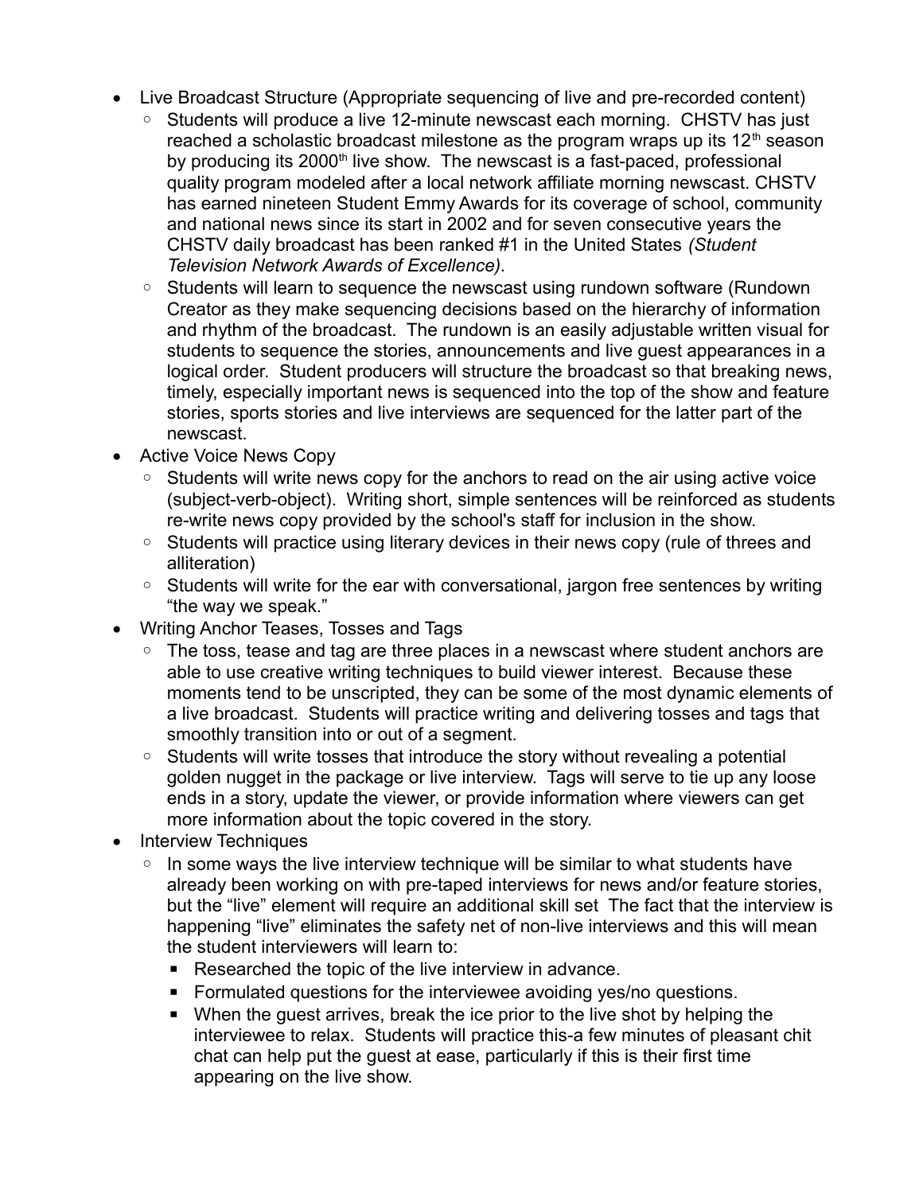- Live Broadcast Structure (Appropriate sequencing of live and pre-recorded content)
  - Students will produce a live 12-minute newscast each morning. CHSTV has just reached a scholastic broadcast milestone as the program wraps up its 12th season by producing its 2000th live show. The newscast is a fast-paced, professional quality program modeled after a local network affiliate morning newscast. CHSTV has earned nineteen Student Emmy Awards for its coverage of school, community and national news since its start in 2002 and for seven consecutive years the CHSTV daily broadcast has been ranked #1 in the United States *(Student Television Network Awards of Excellence).*
  - Students will learn to sequence the newscast using rundown software (Rundown Creator as they make sequencing decisions based on the hierarchy of information and rhythm of the broadcast. The rundown is an easily adjustable written visual for students to sequence the stories, announcements and live guest appearances in a logical order. Student producers will structure the broadcast so that breaking news, timely, especially important news is sequenced into the top of the show and feature stories, sports stories and live interviews are sequenced for the latter part of the newscast.
- Active Voice News Copy
  - Students will write news copy for the anchors to read on the air using active voice (subject-verb-object). Writing short, simple sentences will be reinforced as students re-write news copy provided by the school's staff for inclusion in the show.
  - Students will practice using literary devices in their news copy (rule of threes and alliteration)
  - Students will write for the ear with conversational, jargon free sentences by writing "the way we speak."
- Writing Anchor Teases, Tosses and Tags
  - The toss, tease and tag are three places in a newscast where student anchors are able to use creative writing techniques to build viewer interest. Because these moments tend to be unscripted, they can be some of the most dynamic elements of a live broadcast. Students will practice writing and delivering tosses and tags that smoothly transition into or out of a segment.
  - Students will write tosses that introduce the story without revealing a potential golden nugget in the package or live interview. Tags will serve to tie up any loose ends in a story, update the viewer, or provide information where viewers can get more information about the topic covered in the story.
- Interview Techniques
  - In some ways the live interview technique will be similar to what students have already been working on with pre-taped interviews for news and/or feature stories, but the "live" element will require an additional skill set The fact that the interview is happening "live" eliminates the safety net of non-live interviews and this will mean the student interviewers will learn to:
    - Researched the topic of the live interview in advance.
    - Formulated questions for the interviewee avoiding yes/no questions.
    - When the guest arrives, break the ice prior to the live shot by helping the interviewee to relax. Students will practice this-a few minutes of pleasant chit chat can help put the guest at ease, particularly if this is their first time appearing on the live show.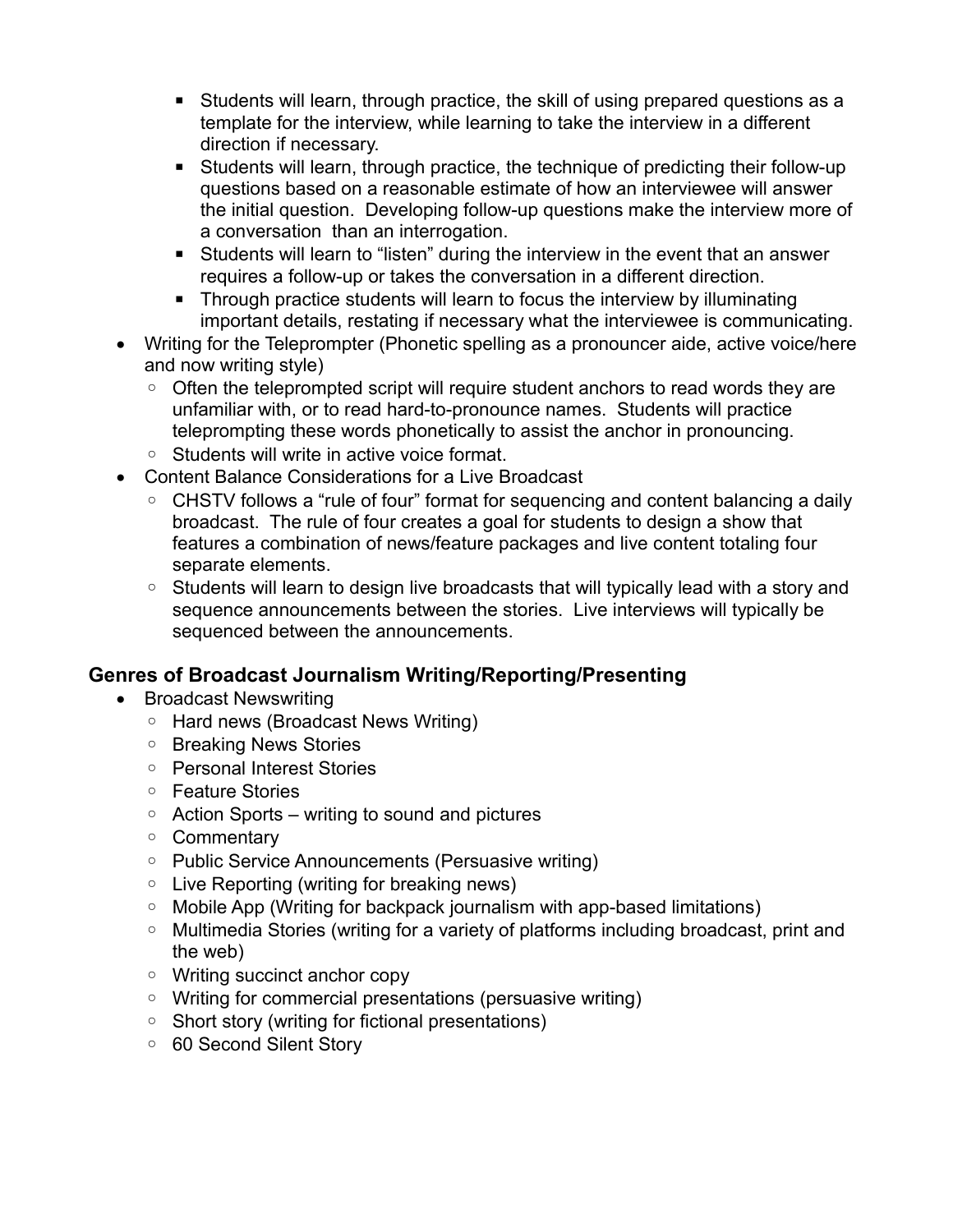- Students will learn, through practice, the skill of using prepared questions as a template for the interview, while learning to take the interview in a different direction if necessary.
        - Students will learn, through practice, the technique of predicting their follow-up questions based on a reasonable estimate of how an interviewee will answer the initial question. Developing follow-up questions make the interview more of a conversation than an interrogation.
        - Students will learn to "listen" during the interview in the event that an answer requires a follow-up or takes the conversation in a different direction.
        - Through practice students will learn to focus the interview by illuminating important details, restating if necessary what the interviewee is communicating.
- Writing for the Teleprompter (Phonetic spelling as a pronouncer aide, active voice/here and now writing style)
    - Often the teleprompted script will require student anchors to read words they are unfamiliar with, or to read hard-to-pronounce names. Students will practice teleprompting these words phonetically to assist the anchor in pronouncing.
    - Students will write in active voice format.
- Content Balance Considerations for a Live Broadcast
    - CHSTV follows a "rule of four" format for sequencing and content balancing a daily broadcast. The rule of four creates a goal for students to design a show that features a combination of news/feature packages and live content totaling four separate elements.
    - Students will learn to design live broadcasts that will typically lead with a story and sequence announcements between the stories. Live interviews will typically be sequenced between the announcements.

## Genres of Broadcast Journalism Writing/Reporting/Presenting

- Broadcast Newswriting
    - Hard news (Broadcast News Writing)
    - Breaking News Stories
    - Personal Interest Stories
    - Feature Stories
    - Action Sports – writing to sound and pictures
    - Commentary
    - Public Service Announcements (Persuasive writing)
    - Live Reporting (writing for breaking news)
    - Mobile App (Writing for backpack journalism with app-based limitations)
    - Multimedia Stories (writing for a variety of platforms including broadcast, print and the web)
    - Writing succinct anchor copy
    - Writing for commercial presentations (persuasive writing)
    - Short story (writing for fictional presentations)
    - 60 Second Silent Story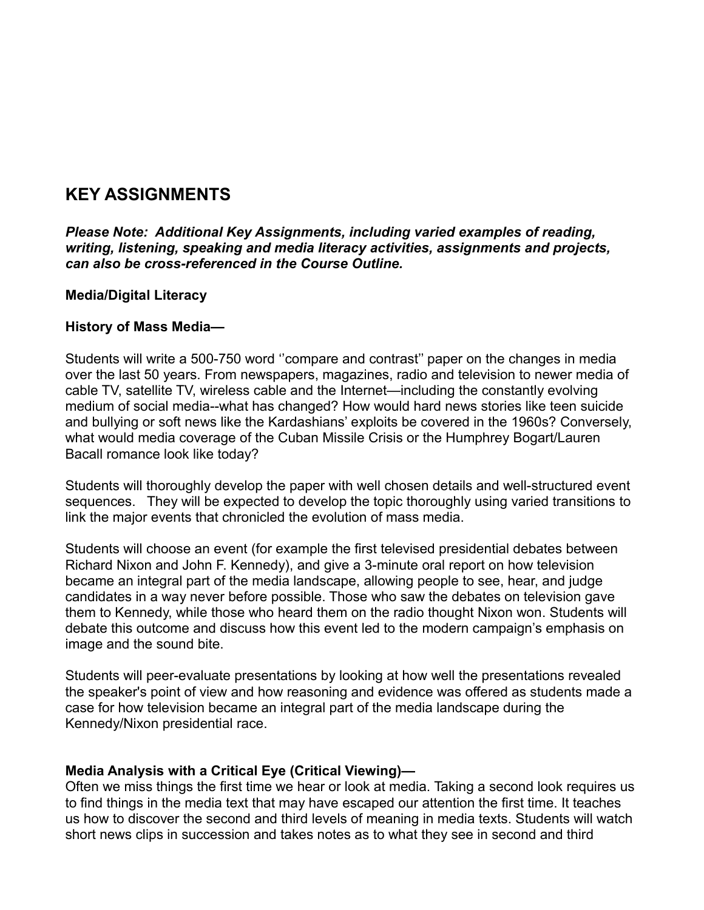## KEY ASSIGNMENTS

***Please Note: Additional Key Assignments, including varied examples of reading, writing, listening, speaking and media literacy activities, assignments and projects, can also be cross-referenced in the Course Outline.***

**Media/Digital Literacy**

**History of Mass Media—**

Students will write a 500-750 word ''compare and contrast'' paper on the changes in media over the last 50 years. From newspapers, magazines, radio and television to newer media of cable TV, satellite TV, wireless cable and the Internet—including the constantly evolving medium of social media--what has changed? How would hard news stories like teen suicide and bullying or soft news like the Kardashians' exploits be covered in the 1960s? Conversely, what would media coverage of the Cuban Missile Crisis or the Humphrey Bogart/Lauren Bacall romance look like today?

Students will thoroughly develop the paper with well chosen details and well-structured event sequences. They will be expected to develop the topic thoroughly using varied transitions to link the major events that chronicled the evolution of mass media.

Students will choose an event (for example the first televised presidential debates between Richard Nixon and John F. Kennedy), and give a 3-minute oral report on how television became an integral part of the media landscape, allowing people to see, hear, and judge candidates in a way never before possible. Those who saw the debates on television gave them to Kennedy, while those who heard them on the radio thought Nixon won. Students will debate this outcome and discuss how this event led to the modern campaign's emphasis on image and the sound bite.

Students will peer-evaluate presentations by looking at how well the presentations revealed the speaker's point of view and how reasoning and evidence was offered as students made a case for how television became an integral part of the media landscape during the Kennedy/Nixon presidential race.

**Media Analysis with a Critical Eye (Critical Viewing)—**

Often we miss things the first time we hear or look at media. Taking a second look requires us to find things in the media text that may have escaped our attention the first time. It teaches us how to discover the second and third levels of meaning in media texts. Students will watch short news clips in succession and takes notes as to what they see in second and third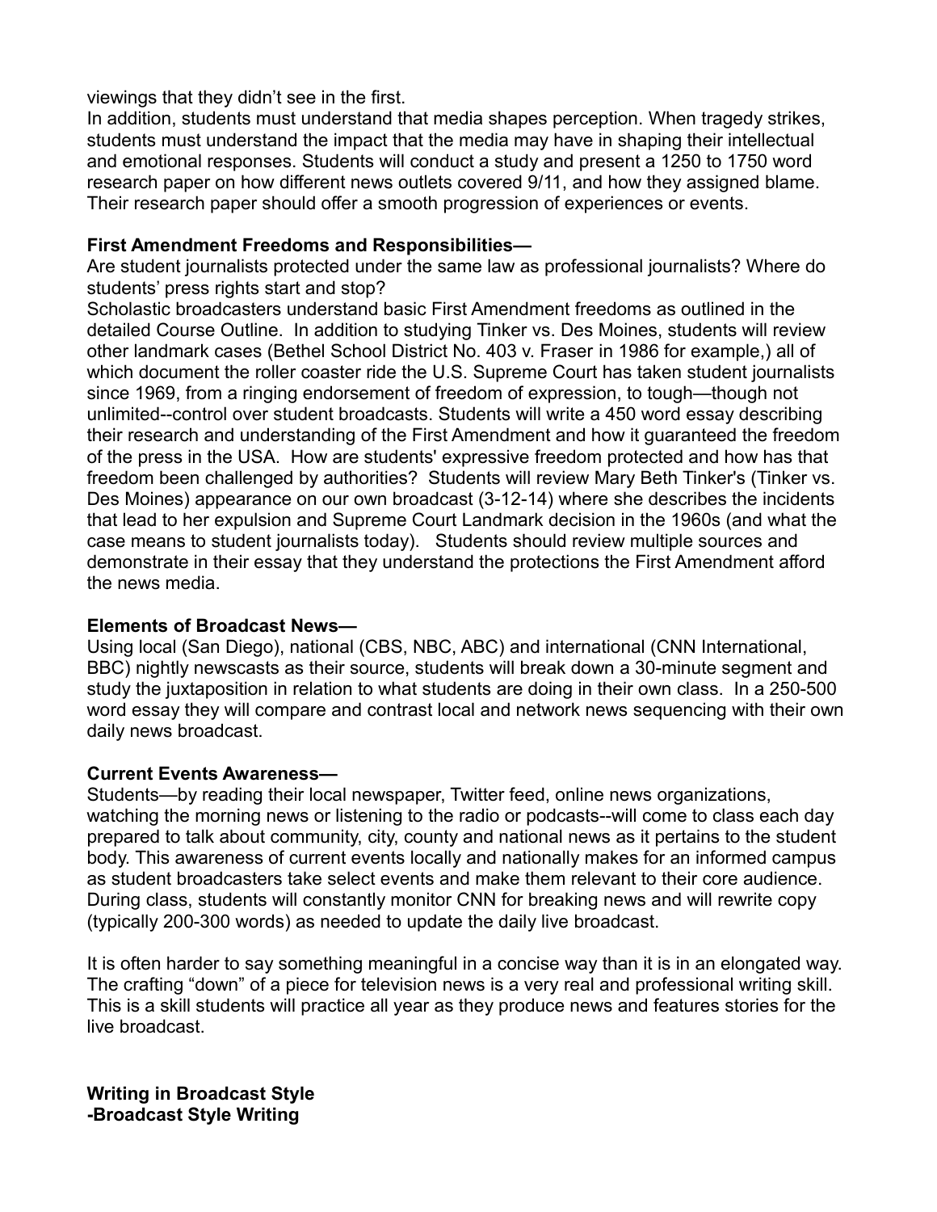viewings that they didn't see in the first.

In addition, students must understand that media shapes perception. When tragedy strikes, students must understand the impact that the media may have in shaping their intellectual and emotional responses. Students will conduct a study and present a 1250 to 1750 word research paper on how different news outlets covered 9/11, and how they assigned blame. Their research paper should offer a smooth progression of experiences or events.

**First Amendment Freedoms and Responsibilities—**

Are student journalists protected under the same law as professional journalists? Where do students' press rights start and stop?

Scholastic broadcasters understand basic First Amendment freedoms as outlined in the detailed Course Outline. In addition to studying Tinker vs. Des Moines, students will review other landmark cases (Bethel School District No. 403 v. Fraser in 1986 for example,) all of which document the roller coaster ride the U.S. Supreme Court has taken student journalists since 1969, from a ringing endorsement of freedom of expression, to tough—though not unlimited--control over student broadcasts. Students will write a 450 word essay describing their research and understanding of the First Amendment and how it guaranteed the freedom of the press in the USA. How are students' expressive freedom protected and how has that freedom been challenged by authorities? Students will review Mary Beth Tinker's (Tinker vs. Des Moines) appearance on our own broadcast (3-12-14) where she describes the incidents that lead to her expulsion and Supreme Court Landmark decision in the 1960s (and what the case means to student journalists today). Students should review multiple sources and demonstrate in their essay that they understand the protections the First Amendment afford the news media.

**Elements of Broadcast News—**

Using local (San Diego), national (CBS, NBC, ABC) and international (CNN International, BBC) nightly newscasts as their source, students will break down a 30-minute segment and study the juxtaposition in relation to what students are doing in their own class. In a 250-500 word essay they will compare and contrast local and network news sequencing with their own daily news broadcast.

**Current Events Awareness—**

Students—by reading their local newspaper, Twitter feed, online news organizations, watching the morning news or listening to the radio or podcasts--will come to class each day prepared to talk about community, city, county and national news as it pertains to the student body. This awareness of current events locally and nationally makes for an informed campus as student broadcasters take select events and make them relevant to their core audience. During class, students will constantly monitor CNN for breaking news and will rewrite copy (typically 200-300 words) as needed to update the daily live broadcast.

It is often harder to say something meaningful in a concise way than it is in an elongated way. The crafting "down" of a piece for television news is a very real and professional writing skill. This is a skill students will practice all year as they produce news and features stories for the live broadcast.

**Writing in Broadcast Style**
**-Broadcast Style Writing**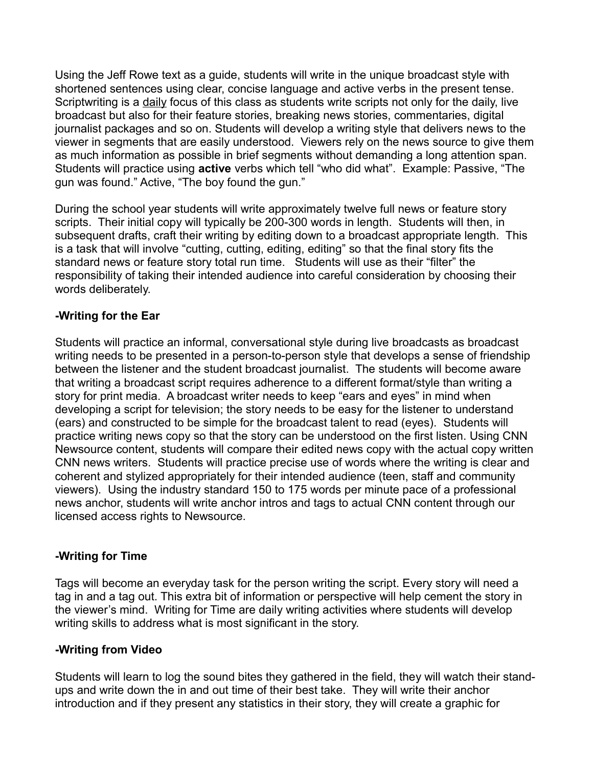Using the Jeff Rowe text as a guide, students will write in the unique broadcast style with shortened sentences using clear, concise language and active verbs in the present tense. Scriptwriting is a <u>daily</u> focus of this class as students write scripts not only for the daily, live broadcast but also for their feature stories, breaking news stories, commentaries, digital journalist packages and so on. Students will develop a writing style that delivers news to the viewer in segments that are easily understood. Viewers rely on the news source to give them as much information as possible in brief segments without demanding a long attention span. Students will practice using **active** verbs which tell "who did what". Example: Passive, "The gun was found." Active, "The boy found the gun."

During the school year students will write approximately twelve full news or feature story scripts. Their initial copy will typically be 200-300 words in length. Students will then, in subsequent drafts, craft their writing by editing down to a broadcast appropriate length. This is a task that will involve "cutting, cutting, editing, editing" so that the final story fits the standard news or feature story total run time. Students will use as their "filter" the responsibility of taking their intended audience into careful consideration by choosing their words deliberately.

**-Writing for the Ear**

Students will practice an informal, conversational style during live broadcasts as broadcast writing needs to be presented in a person-to-person style that develops a sense of friendship between the listener and the student broadcast journalist. The students will become aware that writing a broadcast script requires adherence to a different format/style than writing a story for print media. A broadcast writer needs to keep "ears and eyes" in mind when developing a script for television; the story needs to be easy for the listener to understand (ears) and constructed to be simple for the broadcast talent to read (eyes). Students will practice writing news copy so that the story can be understood on the first listen. Using CNN Newsource content, students will compare their edited news copy with the actual copy written CNN news writers. Students will practice precise use of words where the writing is clear and coherent and stylized appropriately for their intended audience (teen, staff and community viewers). Using the industry standard 150 to 175 words per minute pace of a professional news anchor, students will write anchor intros and tags to actual CNN content through our licensed access rights to Newsource.

**-Writing for Time**

Tags will become an everyday task for the person writing the script. Every story will need a tag in and a tag out. This extra bit of information or perspective will help cement the story in the viewer's mind. Writing for Time are daily writing activities where students will develop writing skills to address what is most significant in the story.

**-Writing from Video**

Students will learn to log the sound bites they gathered in the field, they will watch their stand-ups and write down the in and out time of their best take. They will write their anchor introduction and if they present any statistics in their story, they will create a graphic for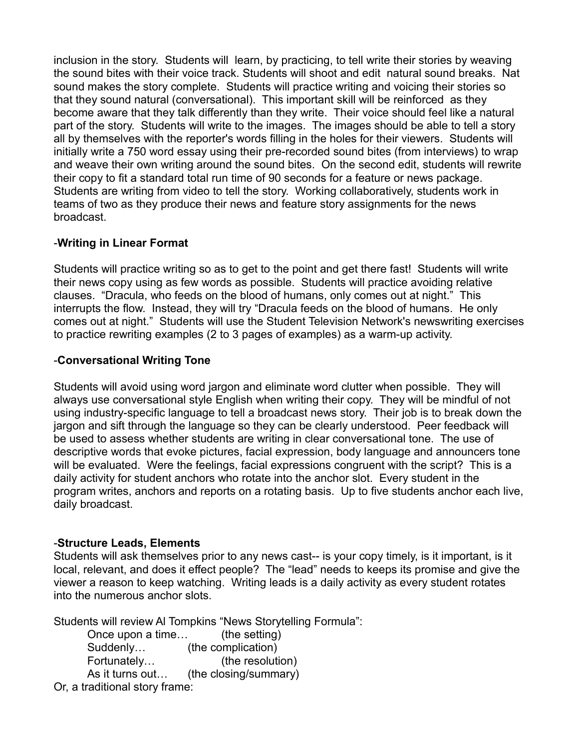inclusion in the story. Students will learn, by practicing, to tell write their stories by weaving the sound bites with their voice track. Students will shoot and edit natural sound breaks. Nat sound makes the story complete. Students will practice writing and voicing their stories so that they sound natural (conversational). This important skill will be reinforced as they become aware that they talk differently than they write. Their voice should feel like a natural part of the story. Students will write to the images. The images should be able to tell a story all by themselves with the reporter's words filling in the holes for their viewers. Students will initially write a 750 word essay using their pre-recorded sound bites (from interviews) to wrap and weave their own writing around the sound bites. On the second edit, students will rewrite their copy to fit a standard total run time of 90 seconds for a feature or news package. Students are writing from video to tell the story. Working collaboratively, students work in teams of two as they produce their news and feature story assignments for the news broadcast.

-**Writing in Linear Format**

Students will practice writing so as to get to the point and get there fast! Students will write their news copy using as few words as possible. Students will practice avoiding relative clauses. "Dracula, who feeds on the blood of humans, only comes out at night." This interrupts the flow. Instead, they will try "Dracula feeds on the blood of humans. He only comes out at night." Students will use the Student Television Network's newswriting exercises to practice rewriting examples (2 to 3 pages of examples) as a warm-up activity.

-**Conversational Writing Tone**

Students will avoid using word jargon and eliminate word clutter when possible. They will always use conversational style English when writing their copy. They will be mindful of not using industry-specific language to tell a broadcast news story. Their job is to break down the jargon and sift through the language so they can be clearly understood. Peer feedback will be used to assess whether students are writing in clear conversational tone. The use of descriptive words that evoke pictures, facial expression, body language and announcers tone will be evaluated. Were the feelings, facial expressions congruent with the script? This is a daily activity for student anchors who rotate into the anchor slot. Every student in the program writes, anchors and reports on a rotating basis. Up to five students anchor each live, daily broadcast.

-**Structure Leads, Elements**

Students will ask themselves prior to any news cast-- is your copy timely, is it important, is it local, relevant, and does it effect people? The "lead" needs to keeps its promise and give the viewer a reason to keep watching. Writing leads is a daily activity as every student rotates into the numerous anchor slots.

Students will review Al Tompkins "News Storytelling Formula":

- Once upon a time… (the setting)
- Suddenly… (the complication)
- Fortunately… (the resolution)
- As it turns out… (the closing/summary)

Or, a traditional story frame: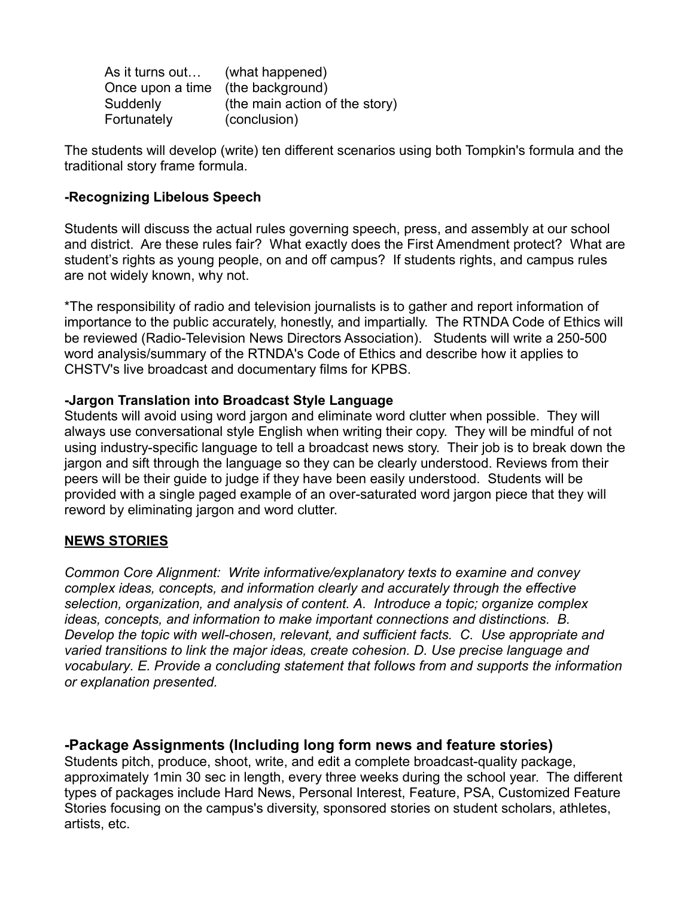| | |
|---|---|
| As it turns out… | (what happened) |
| Once upon a time | (the background) |
| Suddenly | (the main action of the story) |
| Fortunately | (conclusion) |

The students will develop (write) ten different scenarios using both Tompkin's formula and the traditional story frame formula.

**-Recognizing Libelous Speech**

Students will discuss the actual rules governing speech, press, and assembly at our school and district. Are these rules fair? What exactly does the First Amendment protect? What are student's rights as young people, on and off campus? If students rights, and campus rules are not widely known, why not.

*The responsibility of radio and television journalists is to gather and report information of importance to the public accurately, honestly, and impartially. The RTNDA Code of Ethics will be reviewed (Radio-Television News Directors Association). Students will write a 250-500 word analysis/summary of the RTNDA's Code of Ethics and describe how it applies to CHSTV's live broadcast and documentary films for KPBS.

**-Jargon Translation into Broadcast Style Language**

Students will avoid using word jargon and eliminate word clutter when possible. They will always use conversational style English when writing their copy. They will be mindful of not using industry-specific language to tell a broadcast news story. Their job is to break down the jargon and sift through the language so they can be clearly understood. Reviews from their peers will be their guide to judge if they have been easily understood. Students will be provided with a single paged example of an over-saturated word jargon piece that they will reword by eliminating jargon and word clutter.

**NEWS STORIES**

*Common Core Alignment: Write informative/explanatory texts to examine and convey complex ideas, concepts, and information clearly and accurately through the effective selection, organization, and analysis of content. A. Introduce a topic; organize complex ideas, concepts, and information to make important connections and distinctions. B. Develop the topic with well-chosen, relevant, and sufficient facts. C. Use appropriate and varied transitions to link the major ideas, create cohesion. D. Use precise language and vocabulary. E. Provide a concluding statement that follows from and supports the information or explanation presented.*

### -Package Assignments (Including long form news and feature stories)

Students pitch, produce, shoot, write, and edit a complete broadcast-quality package, approximately 1min 30 sec in length, every three weeks during the school year. The different types of packages include Hard News, Personal Interest, Feature, PSA, Customized Feature Stories focusing on the campus's diversity, sponsored stories on student scholars, athletes, artists, etc.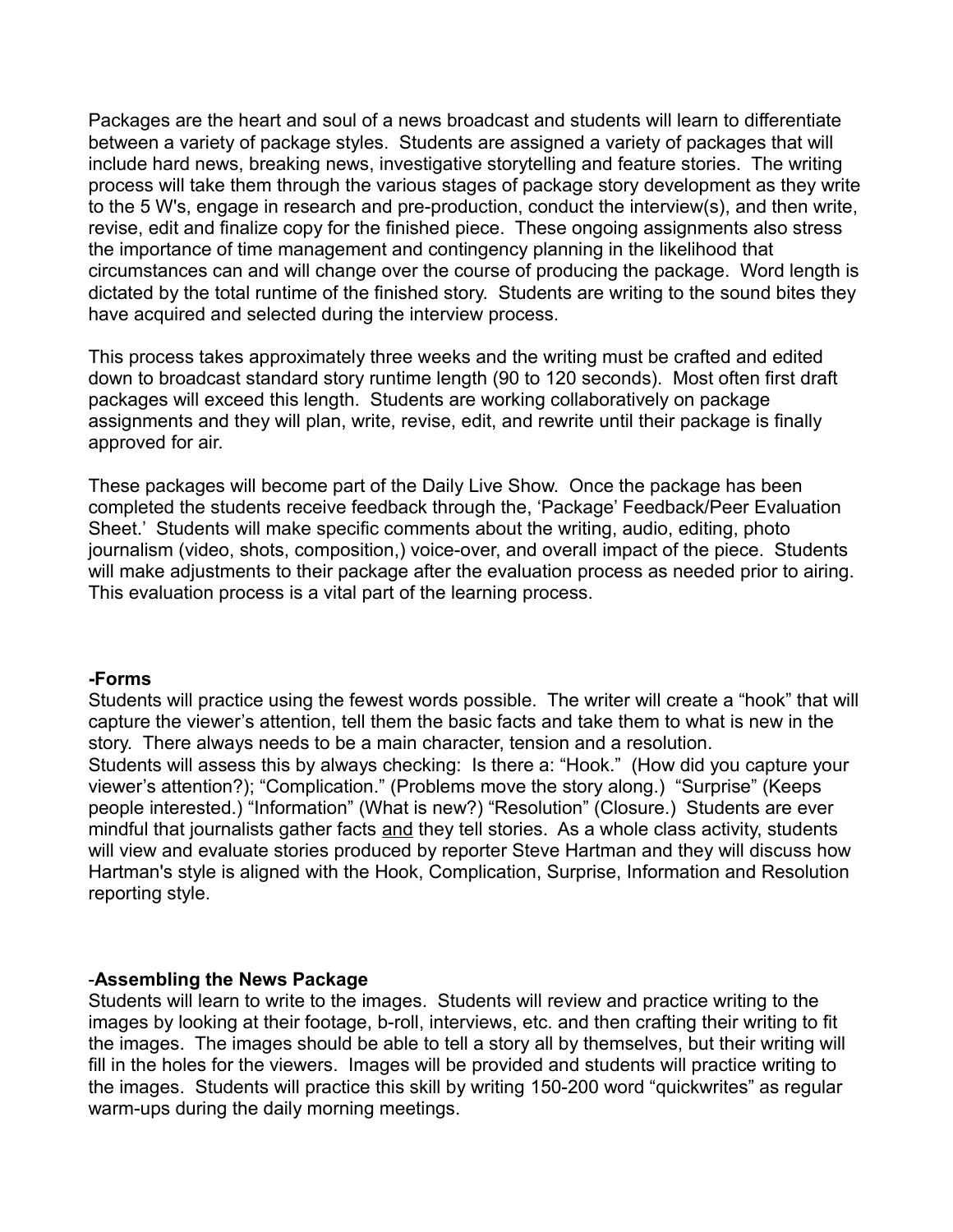Packages are the heart and soul of a news broadcast and students will learn to differentiate between a variety of package styles. Students are assigned a variety of packages that will include hard news, breaking news, investigative storytelling and feature stories. The writing process will take them through the various stages of package story development as they write to the 5 W's, engage in research and pre-production, conduct the interview(s), and then write, revise, edit and finalize copy for the finished piece. These ongoing assignments also stress the importance of time management and contingency planning in the likelihood that circumstances can and will change over the course of producing the package. Word length is dictated by the total runtime of the finished story. Students are writing to the sound bites they have acquired and selected during the interview process.

This process takes approximately three weeks and the writing must be crafted and edited down to broadcast standard story runtime length (90 to 120 seconds). Most often first draft packages will exceed this length. Students are working collaboratively on package assignments and they will plan, write, revise, edit, and rewrite until their package is finally approved for air.

These packages will become part of the Daily Live Show. Once the package has been completed the students receive feedback through the, 'Package' Feedback/Peer Evaluation Sheet.' Students will make specific comments about the writing, audio, editing, photo journalism (video, shots, composition,) voice-over, and overall impact of the piece. Students will make adjustments to their package after the evaluation process as needed prior to airing. This evaluation process is a vital part of the learning process.

**-Forms**

Students will practice using the fewest words possible. The writer will create a "hook" that will capture the viewer's attention, tell them the basic facts and take them to what is new in the story. There always needs to be a main character, tension and a resolution. Students will assess this by always checking: Is there a: "Hook." (How did you capture your viewer's attention?); "Complication." (Problems move the story along.) "Surprise" (Keeps people interested.) "Information" (What is new?) "Resolution" (Closure.) Students are ever mindful that journalists gather facts <u>and</u> they tell stories. As a whole class activity, students will view and evaluate stories produced by reporter Steve Hartman and they will discuss how Hartman's style is aligned with the Hook, Complication, Surprise, Information and Resolution reporting style.

-**Assembling the News Package**

Students will learn to write to the images. Students will review and practice writing to the images by looking at their footage, b-roll, interviews, etc. and then crafting their writing to fit the images. The images should be able to tell a story all by themselves, but their writing will fill in the holes for the viewers. Images will be provided and students will practice writing to the images. Students will practice this skill by writing 150-200 word "quickwrites" as regular warm-ups during the daily morning meetings.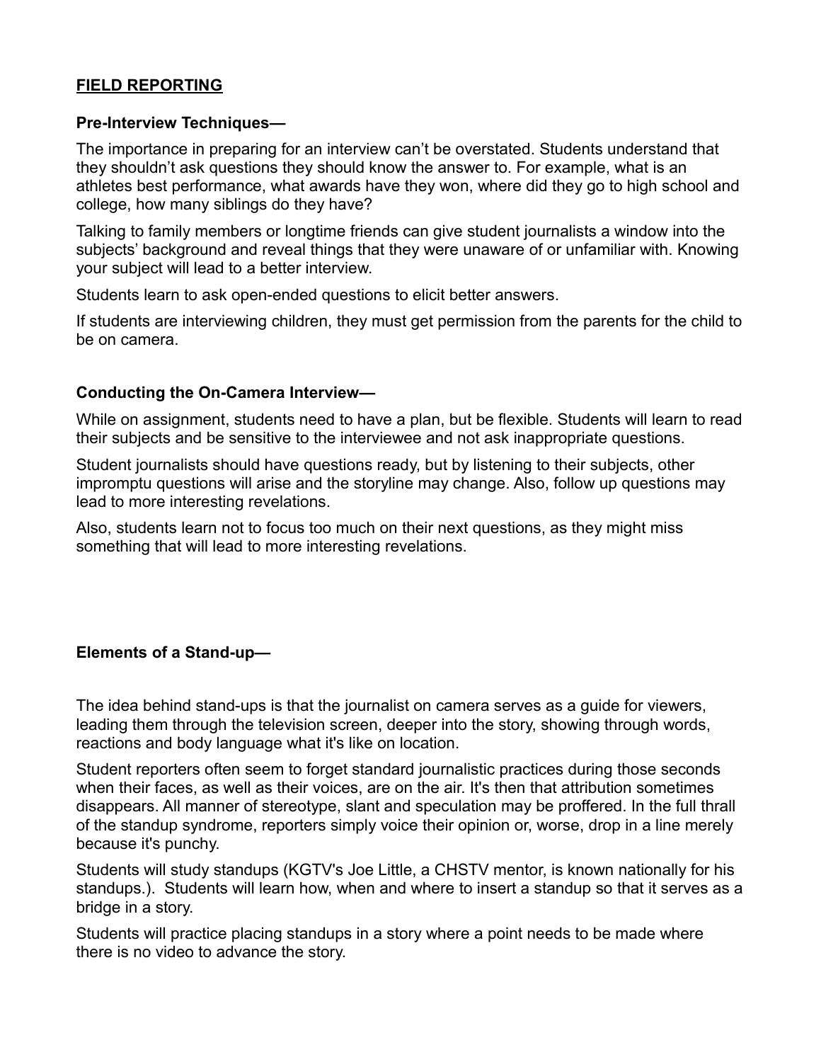## **FIELD REPORTING**

### **Pre-Interview Techniques—**

The importance in preparing for an interview can't be overstated. Students understand that they shouldn't ask questions they should know the answer to. For example, what is an athletes best performance, what awards have they won, where did they go to high school and college, how many siblings do they have?

Talking to family members or longtime friends can give student journalists a window into the subjects' background and reveal things that they were unaware of or unfamiliar with. Knowing your subject will lead to a better interview.

Students learn to ask open-ended questions to elicit better answers.

If students are interviewing children, they must get permission from the parents for the child to be on camera.

### **Conducting the On-Camera Interview—**

While on assignment, students need to have a plan, but be flexible. Students will learn to read their subjects and be sensitive to the interviewee and not ask inappropriate questions.

Student journalists should have questions ready, but by listening to their subjects, other impromptu questions will arise and the storyline may change. Also, follow up questions may lead to more interesting revelations.

Also, students learn not to focus too much on their next questions, as they might miss something that will lead to more interesting revelations.

### **Elements of a Stand-up—**

The idea behind stand-ups is that the journalist on camera serves as a guide for viewers, leading them through the television screen, deeper into the story, showing through words, reactions and body language what it's like on location.

Student reporters often seem to forget standard journalistic practices during those seconds when their faces, as well as their voices, are on the air. It's then that attribution sometimes disappears. All manner of stereotype, slant and speculation may be proffered. In the full thrall of the standup syndrome, reporters simply voice their opinion or, worse, drop in a line merely because it's punchy.

Students will study standups (KGTV's Joe Little, a CHSTV mentor, is known nationally for his standups.). Students will learn how, when and where to insert a standup so that it serves as a bridge in a story.

Students will practice placing standups in a story where a point needs to be made where there is no video to advance the story.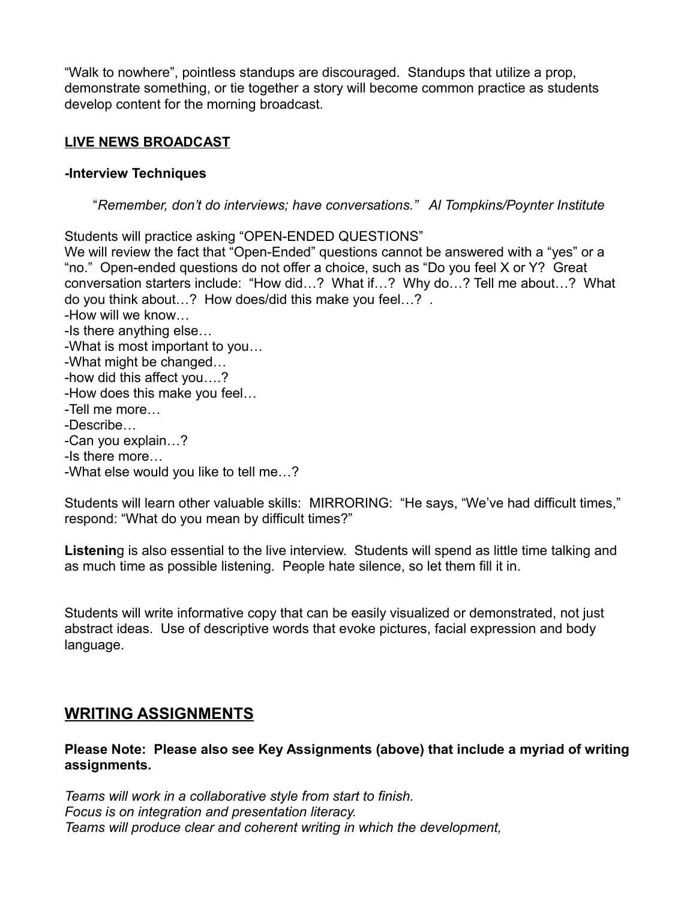"Walk to nowhere", pointless standups are discouraged. Standups that utilize a prop, demonstrate something, or tie together a story will become common practice as students develop content for the morning broadcast.

**<u>LIVE NEWS BROADCAST</u>**

**-Interview Techniques**

"*Remember, don't do interviews; have conversations." Al Tompkins/Poynter Institute*

Students will practice asking "OPEN-ENDED QUESTIONS"
We will review the fact that "Open-Ended" questions cannot be answered with a "yes" or a "no." Open-ended questions do not offer a choice, such as "Do you feel X or Y? Great conversation starters include: "How did…? What if…? Why do…? Tell me about…? What do you think about…? How does/did this make you feel…? .
-How will we know…
-Is there anything else…
-What is most important to you…
-What might be changed…
-how did this affect you….?
-How does this make you feel…
-Tell me more…
-Describe…
-Can you explain…?
-Is there more…
-What else would you like to tell me…?

Students will learn other valuable skills: MIRRORING: "He says, "We've had difficult times," respond: "What do you mean by difficult times?"

**Listenin**g is also essential to the live interview. Students will spend as little time talking and as much time as possible listening. People hate silence, so let them fill it in.

Students will write informative copy that can be easily visualized or demonstrated, not just abstract ideas. Use of descriptive words that evoke pictures, facial expression and body language.

## <u>WRITING ASSIGNMENTS</u>

**Please Note: Please also see Key Assignments (above) that include a myriad of writing assignments.**

*Teams will work in a collaborative style from start to finish.*
*Focus is on integration and presentation literacy.*
*Teams will produce clear and coherent writing in which the development,*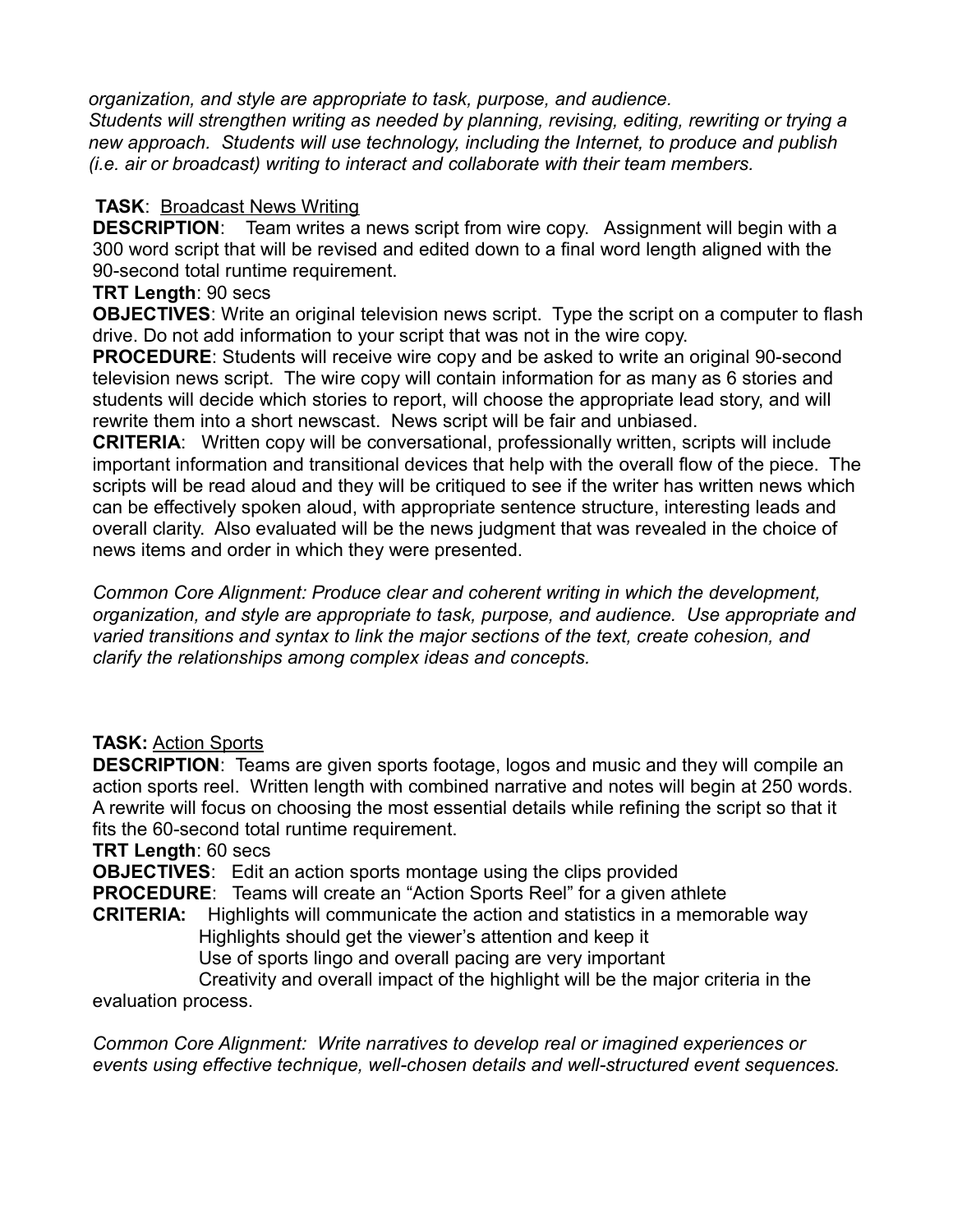*organization, and style are appropriate to task, purpose, and audience.*
*Students will strengthen writing as needed by planning, revising, editing, rewriting or trying a new approach. Students will use technology, including the Internet, to produce and publish (i.e. air or broadcast) writing to interact and collaborate with their team members.*

**TASK**: Broadcast News Writing

**DESCRIPTION**: Team writes a news script from wire copy. Assignment will begin with a 300 word script that will be revised and edited down to a final word length aligned with the 90-second total runtime requirement.

**TRT Length**: 90 secs

**OBJECTIVES**: Write an original television news script. Type the script on a computer to flash drive. Do not add information to your script that was not in the wire copy.

**PROCEDURE**: Students will receive wire copy and be asked to write an original 90-second television news script. The wire copy will contain information for as many as 6 stories and students will decide which stories to report, will choose the appropriate lead story, and will rewrite them into a short newscast. News script will be fair and unbiased.

**CRITERIA**: Written copy will be conversational, professionally written, scripts will include important information and transitional devices that help with the overall flow of the piece. The scripts will be read aloud and they will be critiqued to see if the writer has written news which can be effectively spoken aloud, with appropriate sentence structure, interesting leads and overall clarity. Also evaluated will be the news judgment that was revealed in the choice of news items and order in which they were presented.

*Common Core Alignment: Produce clear and coherent writing in which the development, organization, and style are appropriate to task, purpose, and audience. Use appropriate and varied transitions and syntax to link the major sections of the text, create cohesion, and clarify the relationships among complex ideas and concepts.*

**TASK:** Action Sports

**DESCRIPTION**: Teams are given sports footage, logos and music and they will compile an action sports reel. Written length with combined narrative and notes will begin at 250 words. A rewrite will focus on choosing the most essential details while refining the script so that it fits the 60-second total runtime requirement.

**TRT Length**: 60 secs

**OBJECTIVES**: Edit an action sports montage using the clips provided

**PROCEDURE**: Teams will create an "Action Sports Reel" for a given athlete

**CRITERIA:** Highlights will communicate the action and statistics in a memorable way
Highlights should get the viewer's attention and keep it
Use of sports lingo and overall pacing are very important
Creativity and overall impact of the highlight will be the major criteria in the evaluation process.

*Common Core Alignment: Write narratives to develop real or imagined experiences or events using effective technique, well-chosen details and well-structured event sequences.*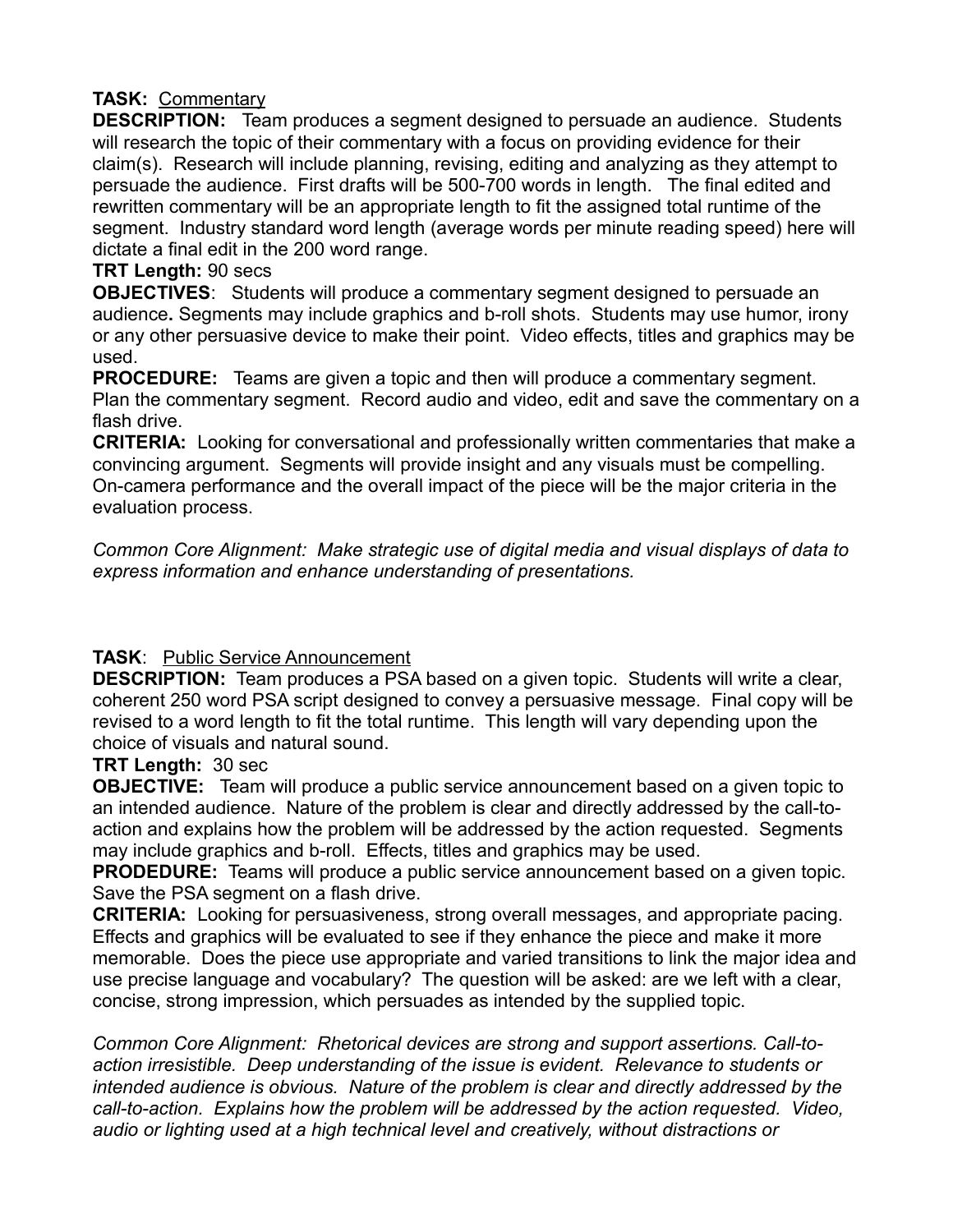**TASK:** Commentary

**DESCRIPTION:** Team produces a segment designed to persuade an audience. Students will research the topic of their commentary with a focus on providing evidence for their claim(s). Research will include planning, revising, editing and analyzing as they attempt to persuade the audience. First drafts will be 500-700 words in length. The final edited and rewritten commentary will be an appropriate length to fit the assigned total runtime of the segment. Industry standard word length (average words per minute reading speed) here will dictate a final edit in the 200 word range.

**TRT Length:** 90 secs

**OBJECTIVES**: Students will produce a commentary segment designed to persuade an audience**.** Segments may include graphics and b-roll shots. Students may use humor, irony or any other persuasive device to make their point. Video effects, titles and graphics may be used.

**PROCEDURE:** Teams are given a topic and then will produce a commentary segment. Plan the commentary segment. Record audio and video, edit and save the commentary on a flash drive.

**CRITERIA:** Looking for conversational and professionally written commentaries that make a convincing argument. Segments will provide insight and any visuals must be compelling. On-camera performance and the overall impact of the piece will be the major criteria in the evaluation process.

*Common Core Alignment: Make strategic use of digital media and visual displays of data to express information and enhance understanding of presentations.*

**TASK**: Public Service Announcement

**DESCRIPTION:** Team produces a PSA based on a given topic. Students will write a clear, coherent 250 word PSA script designed to convey a persuasive message. Final copy will be revised to a word length to fit the total runtime. This length will vary depending upon the choice of visuals and natural sound.

**TRT Length:** 30 sec

**OBJECTIVE:** Team will produce a public service announcement based on a given topic to an intended audience. Nature of the problem is clear and directly addressed by the call-to-action and explains how the problem will be addressed by the action requested. Segments may include graphics and b-roll. Effects, titles and graphics may be used.

**PRODEDURE:** Teams will produce a public service announcement based on a given topic. Save the PSA segment on a flash drive.

**CRITERIA:** Looking for persuasiveness, strong overall messages, and appropriate pacing. Effects and graphics will be evaluated to see if they enhance the piece and make it more memorable. Does the piece use appropriate and varied transitions to link the major idea and use precise language and vocabulary? The question will be asked: are we left with a clear, concise, strong impression, which persuades as intended by the supplied topic.

*Common Core Alignment: Rhetorical devices are strong and support assertions. Call-to-action irresistible. Deep understanding of the issue is evident. Relevance to students or intended audience is obvious. Nature of the problem is clear and directly addressed by the call-to-action. Explains how the problem will be addressed by the action requested. Video, audio or lighting used at a high technical level and creatively, without distractions or*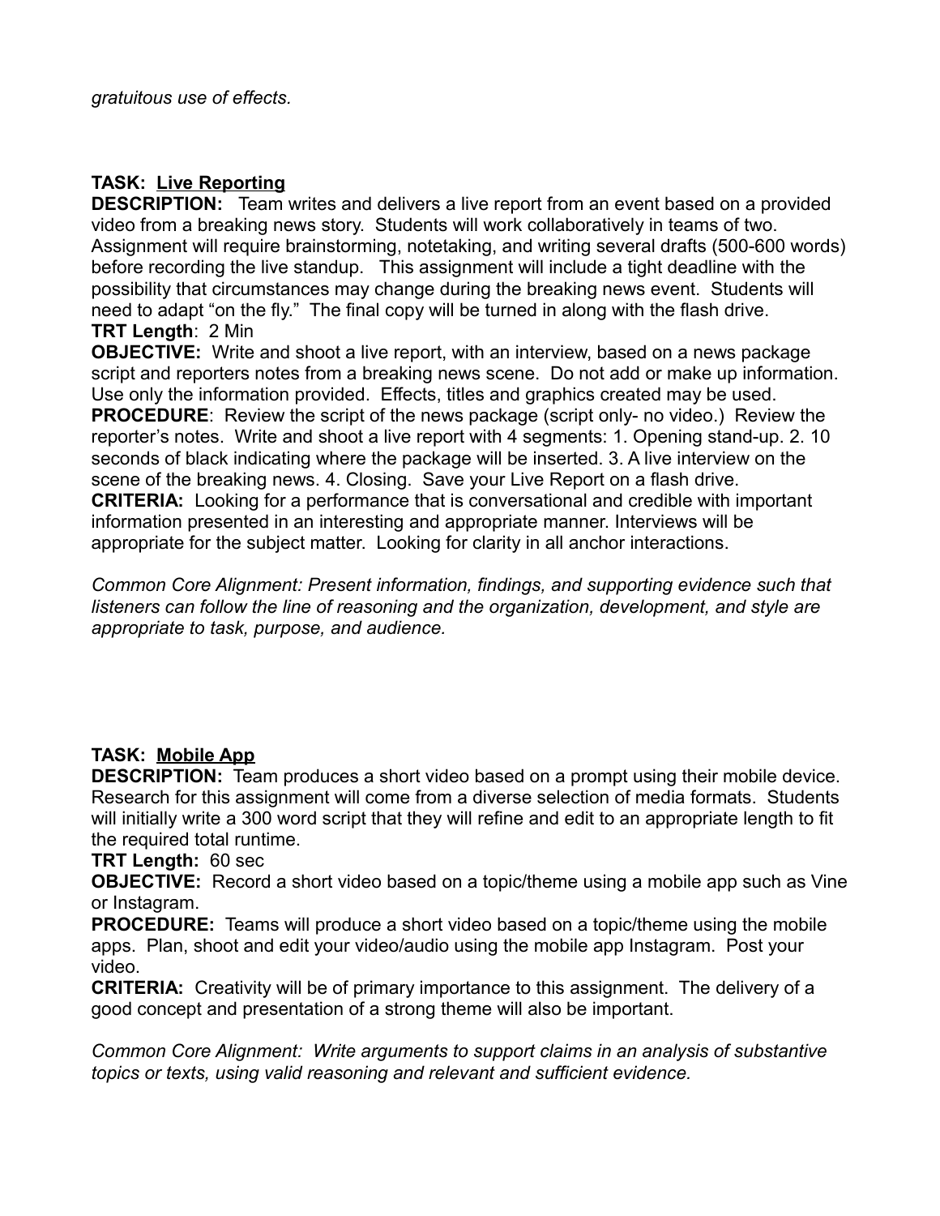*gratuitous use of effects.*

**TASK:** **Live Reporting**

**DESCRIPTION:** Team writes and delivers a live report from an event based on a provided video from a breaking news story. Students will work collaboratively in teams of two. Assignment will require brainstorming, notetaking, and writing several drafts (500-600 words) before recording the live standup. This assignment will include a tight deadline with the possibility that circumstances may change during the breaking news event. Students will need to adapt "on the fly." The final copy will be turned in along with the flash drive.

**TRT Length**: 2 Min

**OBJECTIVE:** Write and shoot a live report, with an interview, based on a news package script and reporters notes from a breaking news scene. Do not add or make up information. Use only the information provided. Effects, titles and graphics created may be used.

**PROCEDURE**: Review the script of the news package (script only- no video.) Review the reporter's notes. Write and shoot a live report with 4 segments: 1. Opening stand-up. 2. 10 seconds of black indicating where the package will be inserted. 3. A live interview on the scene of the breaking news. 4. Closing. Save your Live Report on a flash drive.

**CRITERIA:** Looking for a performance that is conversational and credible with important information presented in an interesting and appropriate manner. Interviews will be appropriate for the subject matter. Looking for clarity in all anchor interactions.

*Common Core Alignment: Present information, findings, and supporting evidence such that listeners can follow the line of reasoning and the organization, development, and style are appropriate to task, purpose, and audience.*

**TASK:** **Mobile App**

**DESCRIPTION:** Team produces a short video based on a prompt using their mobile device. Research for this assignment will come from a diverse selection of media formats. Students will initially write a 300 word script that they will refine and edit to an appropriate length to fit the required total runtime.

**TRT Length:** 60 sec

**OBJECTIVE:** Record a short video based on a topic/theme using a mobile app such as Vine or Instagram.

**PROCEDURE:** Teams will produce a short video based on a topic/theme using the mobile apps. Plan, shoot and edit your video/audio using the mobile app Instagram. Post your video.

**CRITERIA:** Creativity will be of primary importance to this assignment. The delivery of a good concept and presentation of a strong theme will also be important.

*Common Core Alignment: Write arguments to support claims in an analysis of substantive topics or texts, using valid reasoning and relevant and sufficient evidence.*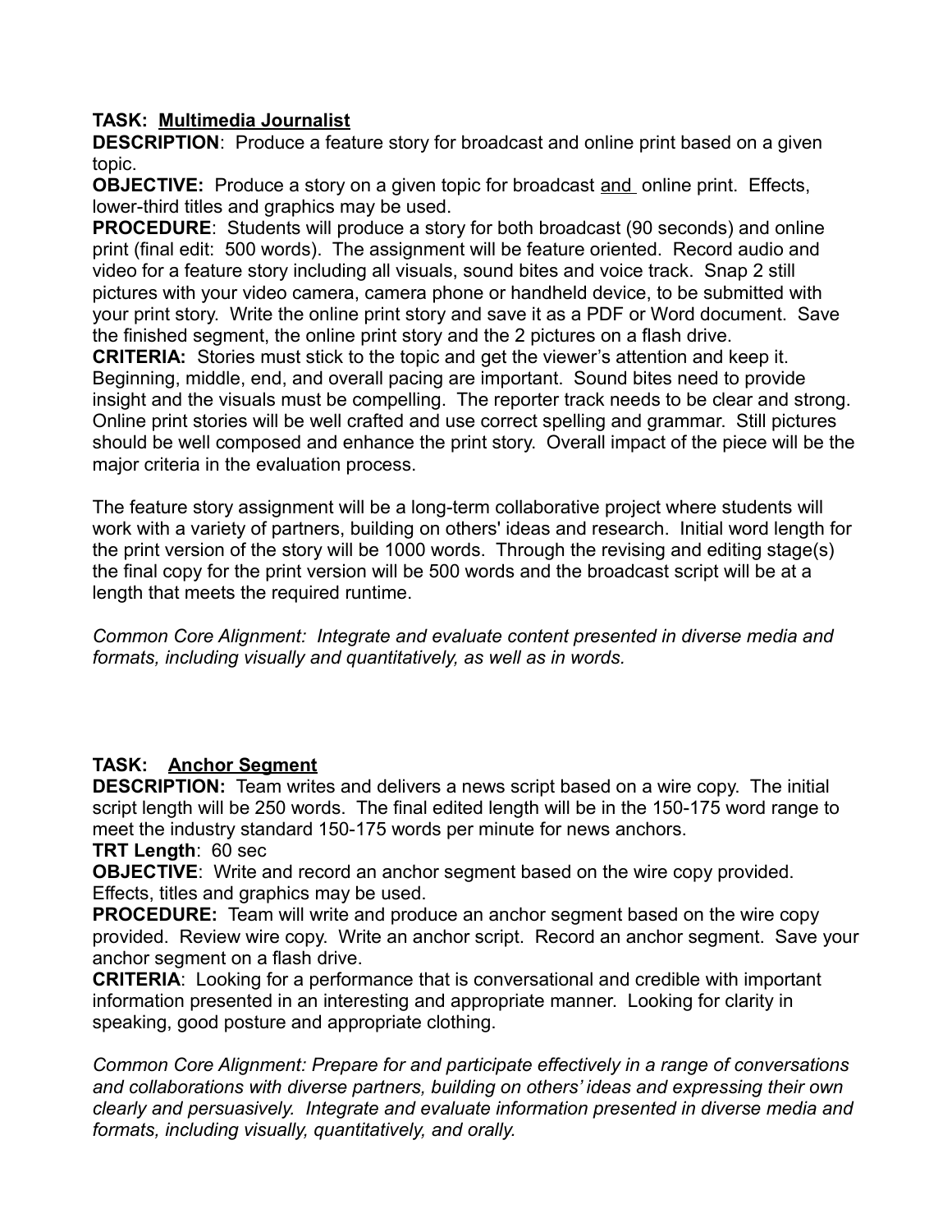**TASK: Multimedia Journalist**

**DESCRIPTION**: Produce a feature story for broadcast and online print based on a given topic.

**OBJECTIVE:** Produce a story on a given topic for broadcast and online print. Effects, lower-third titles and graphics may be used.

**PROCEDURE**: Students will produce a story for both broadcast (90 seconds) and online print (final edit: 500 words). The assignment will be feature oriented. Record audio and video for a feature story including all visuals, sound bites and voice track. Snap 2 still pictures with your video camera, camera phone or handheld device, to be submitted with your print story. Write the online print story and save it as a PDF or Word document. Save the finished segment, the online print story and the 2 pictures on a flash drive.

**CRITERIA:** Stories must stick to the topic and get the viewer's attention and keep it. Beginning, middle, end, and overall pacing are important. Sound bites need to provide insight and the visuals must be compelling. The reporter track needs to be clear and strong. Online print stories will be well crafted and use correct spelling and grammar. Still pictures should be well composed and enhance the print story. Overall impact of the piece will be the major criteria in the evaluation process.

The feature story assignment will be a long-term collaborative project where students will work with a variety of partners, building on others' ideas and research. Initial word length for the print version of the story will be 1000 words. Through the revising and editing stage(s) the final copy for the print version will be 500 words and the broadcast script will be at a length that meets the required runtime.

*Common Core Alignment: Integrate and evaluate content presented in diverse media and formats, including visually and quantitatively, as well as in words.*

**TASK: Anchor Segment**

**DESCRIPTION:** Team writes and delivers a news script based on a wire copy. The initial script length will be 250 words. The final edited length will be in the 150-175 word range to meet the industry standard 150-175 words per minute for news anchors.

**TRT Length**: 60 sec

**OBJECTIVE**: Write and record an anchor segment based on the wire copy provided. Effects, titles and graphics may be used.

**PROCEDURE:** Team will write and produce an anchor segment based on the wire copy provided. Review wire copy. Write an anchor script. Record an anchor segment. Save your anchor segment on a flash drive.

**CRITERIA**: Looking for a performance that is conversational and credible with important information presented in an interesting and appropriate manner. Looking for clarity in speaking, good posture and appropriate clothing.

*Common Core Alignment: Prepare for and participate effectively in a range of conversations and collaborations with diverse partners, building on others' ideas and expressing their own clearly and persuasively. Integrate and evaluate information presented in diverse media and formats, including visually, quantitatively, and orally.*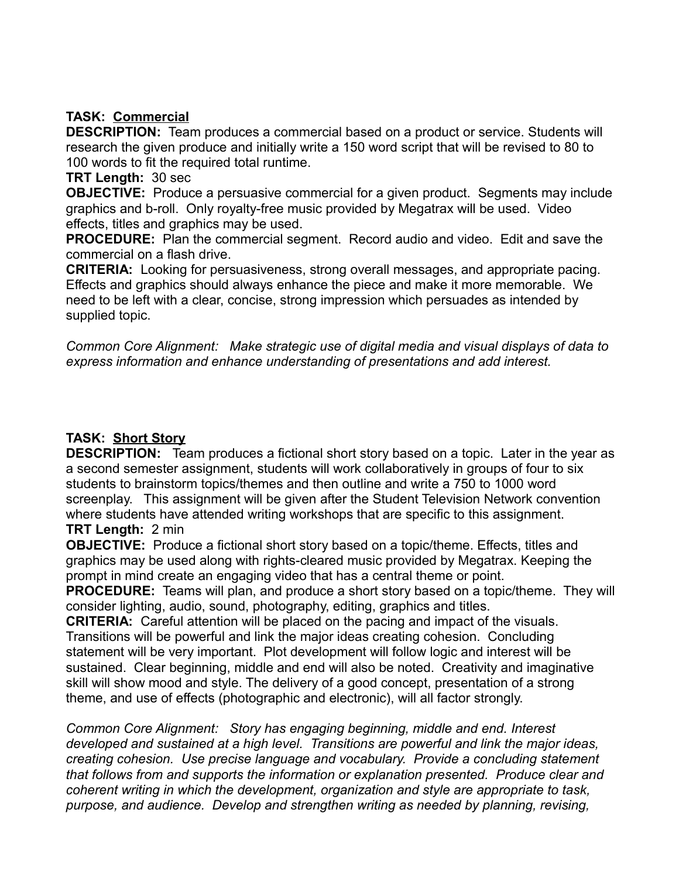**TASK: Commercial**

**DESCRIPTION:** Team produces a commercial based on a product or service. Students will research the given produce and initially write a 150 word script that will be revised to 80 to 100 words to fit the required total runtime.

**TRT Length:** 30 sec

**OBJECTIVE:** Produce a persuasive commercial for a given product. Segments may include graphics and b-roll. Only royalty-free music provided by Megatrax will be used. Video effects, titles and graphics may be used.

**PROCEDURE:** Plan the commercial segment. Record audio and video. Edit and save the commercial on a flash drive.

**CRITERIA:** Looking for persuasiveness, strong overall messages, and appropriate pacing. Effects and graphics should always enhance the piece and make it more memorable. We need to be left with a clear, concise, strong impression which persuades as intended by supplied topic.

*Common Core Alignment: Make strategic use of digital media and visual displays of data to express information and enhance understanding of presentations and add interest.*

**TASK: Short Story**

**DESCRIPTION:** Team produces a fictional short story based on a topic. Later in the year as a second semester assignment, students will work collaboratively in groups of four to six students to brainstorm topics/themes and then outline and write a 750 to 1000 word screenplay. This assignment will be given after the Student Television Network convention where students have attended writing workshops that are specific to this assignment.

**TRT Length:** 2 min

**OBJECTIVE:** Produce a fictional short story based on a topic/theme. Effects, titles and graphics may be used along with rights-cleared music provided by Megatrax. Keeping the prompt in mind create an engaging video that has a central theme or point.

**PROCEDURE:** Teams will plan, and produce a short story based on a topic/theme. They will consider lighting, audio, sound, photography, editing, graphics and titles.

**CRITERIA:** Careful attention will be placed on the pacing and impact of the visuals. Transitions will be powerful and link the major ideas creating cohesion. Concluding statement will be very important. Plot development will follow logic and interest will be sustained. Clear beginning, middle and end will also be noted. Creativity and imaginative skill will show mood and style. The delivery of a good concept, presentation of a strong theme, and use of effects (photographic and electronic), will all factor strongly.

*Common Core Alignment: Story has engaging beginning, middle and end. Interest developed and sustained at a high level. Transitions are powerful and link the major ideas, creating cohesion. Use precise language and vocabulary. Provide a concluding statement that follows from and supports the information or explanation presented. Produce clear and coherent writing in which the development, organization and style are appropriate to task, purpose, and audience. Develop and strengthen writing as needed by planning, revising,*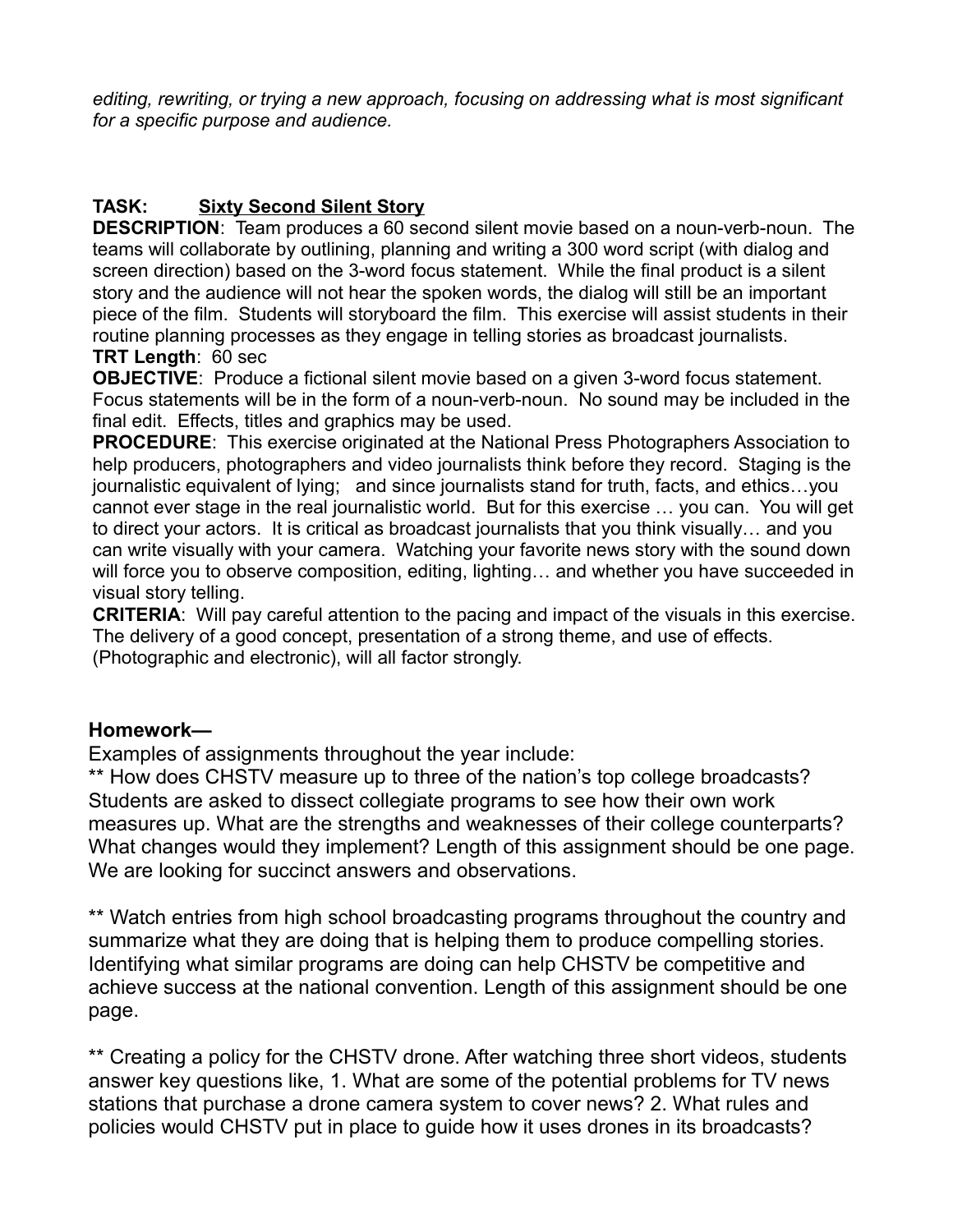*editing, rewriting, or trying a new approach, focusing on addressing what is most significant for a specific purpose and audience.*

**TASK:** **Sixty Second Silent Story**

**DESCRIPTION**: Team produces a 60 second silent movie based on a noun-verb-noun. The teams will collaborate by outlining, planning and writing a 300 word script (with dialog and screen direction) based on the 3-word focus statement. While the final product is a silent story and the audience will not hear the spoken words, the dialog will still be an important piece of the film. Students will storyboard the film. This exercise will assist students in their routine planning processes as they engage in telling stories as broadcast journalists.

**TRT Length**: 60 sec

**OBJECTIVE**: Produce a fictional silent movie based on a given 3-word focus statement. Focus statements will be in the form of a noun-verb-noun. No sound may be included in the final edit. Effects, titles and graphics may be used.

**PROCEDURE**: This exercise originated at the National Press Photographers Association to help producers, photographers and video journalists think before they record. Staging is the journalistic equivalent of lying; and since journalists stand for truth, facts, and ethics…you cannot ever stage in the real journalistic world. But for this exercise … you can. You will get to direct your actors. It is critical as broadcast journalists that you think visually… and you can write visually with your camera. Watching your favorite news story with the sound down will force you to observe composition, editing, lighting… and whether you have succeeded in visual story telling.

**CRITERIA**: Will pay careful attention to the pacing and impact of the visuals in this exercise. The delivery of a good concept, presentation of a strong theme, and use of effects. (Photographic and electronic), will all factor strongly.

### Homework—

Examples of assignments throughout the year include:

** How does CHSTV measure up to three of the nation's top college broadcasts? Students are asked to dissect collegiate programs to see how their own work measures up. What are the strengths and weaknesses of their college counterparts? What changes would they implement? Length of this assignment should be one page. We are looking for succinct answers and observations.

** Watch entries from high school broadcasting programs throughout the country and summarize what they are doing that is helping them to produce compelling stories. Identifying what similar programs are doing can help CHSTV be competitive and achieve success at the national convention. Length of this assignment should be one page.

** Creating a policy for the CHSTV drone. After watching three short videos, students answer key questions like, 1. What are some of the potential problems for TV news stations that purchase a drone camera system to cover news? 2. What rules and policies would CHSTV put in place to guide how it uses drones in its broadcasts?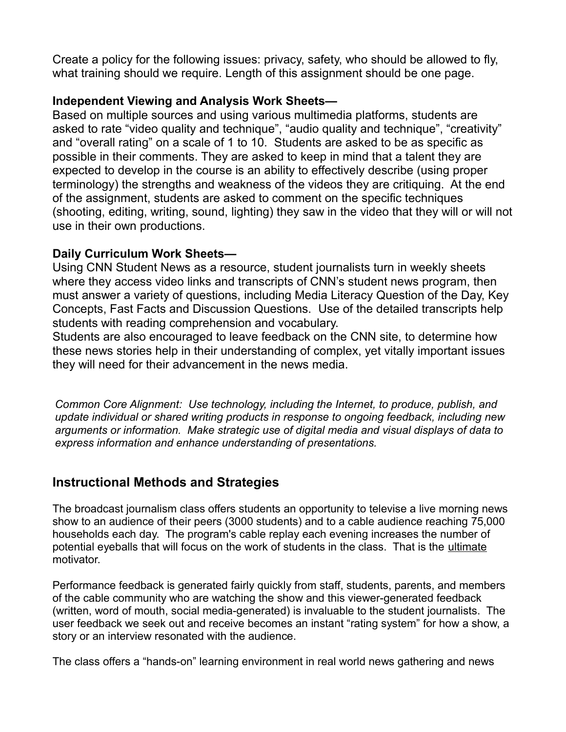Create a policy for the following issues: privacy, safety, who should be allowed to fly, what training should we require. Length of this assignment should be one page.

**Independent Viewing and Analysis Work Sheets—**
Based on multiple sources and using various multimedia platforms, students are asked to rate "video quality and technique", "audio quality and technique", "creativity" and "overall rating" on a scale of 1 to 10. Students are asked to be as specific as possible in their comments. They are asked to keep in mind that a talent they are expected to develop in the course is an ability to effectively describe (using proper terminology) the strengths and weakness of the videos they are critiquing. At the end of the assignment, students are asked to comment on the specific techniques (shooting, editing, writing, sound, lighting) they saw in the video that they will or will not use in their own productions.

**Daily Curriculum Work Sheets—**
Using CNN Student News as a resource, student journalists turn in weekly sheets where they access video links and transcripts of CNN's student news program, then must answer a variety of questions, including Media Literacy Question of the Day, Key Concepts, Fast Facts and Discussion Questions. Use of the detailed transcripts help students with reading comprehension and vocabulary.
Students are also encouraged to leave feedback on the CNN site, to determine how these news stories help in their understanding of complex, yet vitally important issues they will need for their advancement in the news media.

*Common Core Alignment: Use technology, including the Internet, to produce, publish, and update individual or shared writing products in response to ongoing feedback, including new arguments or information. Make strategic use of digital media and visual displays of data to express information and enhance understanding of presentations.*

## Instructional Methods and Strategies

The broadcast journalism class offers students an opportunity to televise a live morning news show to an audience of their peers (3000 students) and to a cable audience reaching 75,000 households each day. The program's cable replay each evening increases the number of potential eyeballs that will focus on the work of students in the class. That is the <u>ultimate</u> motivator.

Performance feedback is generated fairly quickly from staff, students, parents, and members of the cable community who are watching the show and this viewer-generated feedback (written, word of mouth, social media-generated) is invaluable to the student journalists. The user feedback we seek out and receive becomes an instant "rating system" for how a show, a story or an interview resonated with the audience.

The class offers a "hands-on" learning environment in real world news gathering and news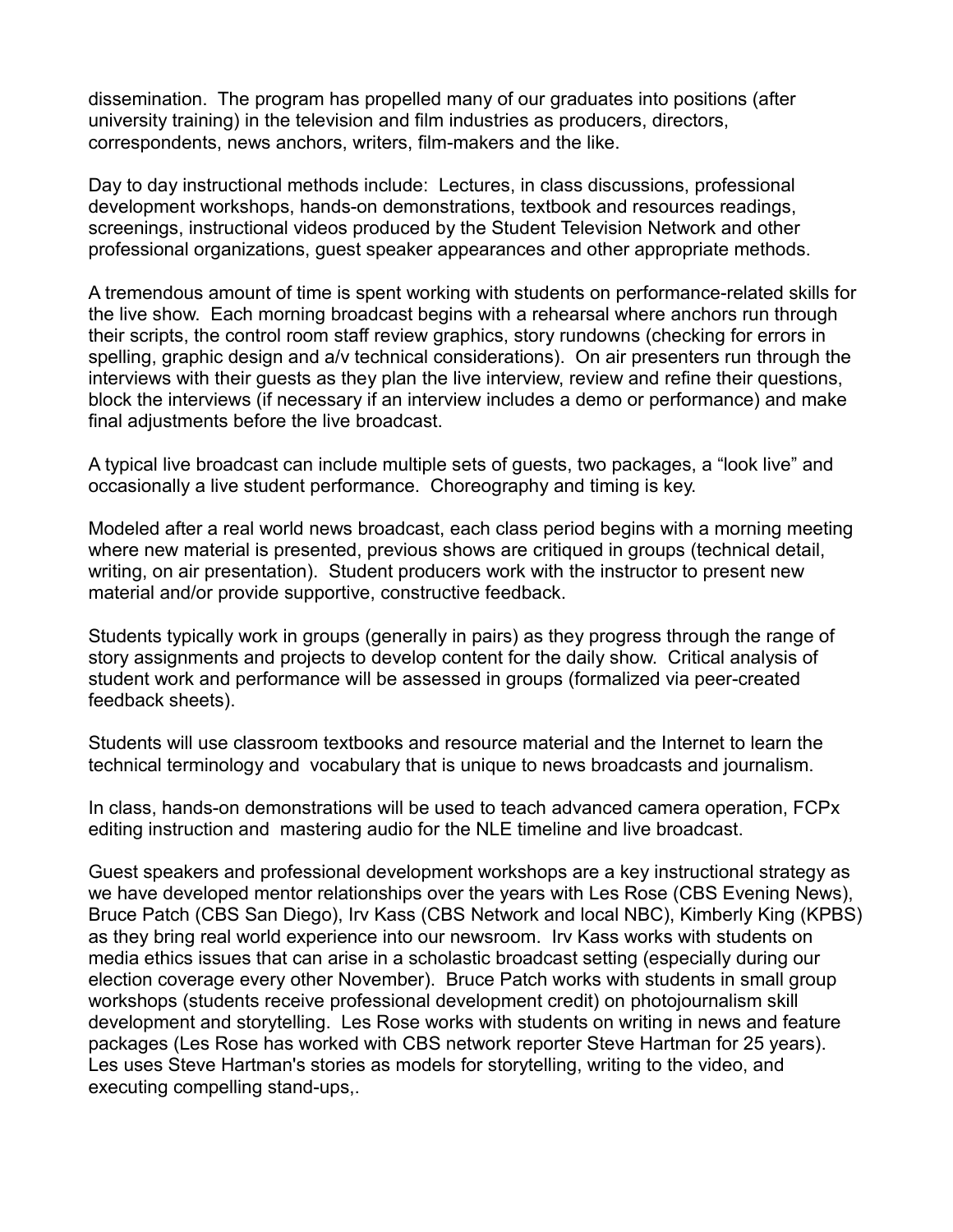dissemination. The program has propelled many of our graduates into positions (after university training) in the television and film industries as producers, directors, correspondents, news anchors, writers, film-makers and the like.

Day to day instructional methods include: Lectures, in class discussions, professional development workshops, hands-on demonstrations, textbook and resources readings, screenings, instructional videos produced by the Student Television Network and other professional organizations, guest speaker appearances and other appropriate methods.

A tremendous amount of time is spent working with students on performance-related skills for the live show. Each morning broadcast begins with a rehearsal where anchors run through their scripts, the control room staff review graphics, story rundowns (checking for errors in spelling, graphic design and a/v technical considerations). On air presenters run through the interviews with their guests as they plan the live interview, review and refine their questions, block the interviews (if necessary if an interview includes a demo or performance) and make final adjustments before the live broadcast.

A typical live broadcast can include multiple sets of guests, two packages, a "look live" and occasionally a live student performance. Choreography and timing is key.

Modeled after a real world news broadcast, each class period begins with a morning meeting where new material is presented, previous shows are critiqued in groups (technical detail, writing, on air presentation). Student producers work with the instructor to present new material and/or provide supportive, constructive feedback.

Students typically work in groups (generally in pairs) as they progress through the range of story assignments and projects to develop content for the daily show. Critical analysis of student work and performance will be assessed in groups (formalized via peer-created feedback sheets).

Students will use classroom textbooks and resource material and the Internet to learn the technical terminology and vocabulary that is unique to news broadcasts and journalism.

In class, hands-on demonstrations will be used to teach advanced camera operation, FCPx editing instruction and mastering audio for the NLE timeline and live broadcast.

Guest speakers and professional development workshops are a key instructional strategy as we have developed mentor relationships over the years with Les Rose (CBS Evening News), Bruce Patch (CBS San Diego), Irv Kass (CBS Network and local NBC), Kimberly King (KPBS) as they bring real world experience into our newsroom. Irv Kass works with students on media ethics issues that can arise in a scholastic broadcast setting (especially during our election coverage every other November). Bruce Patch works with students in small group workshops (students receive professional development credit) on photojournalism skill development and storytelling. Les Rose works with students on writing in news and feature packages (Les Rose has worked with CBS network reporter Steve Hartman for 25 years). Les uses Steve Hartman's stories as models for storytelling, writing to the video, and executing compelling stand-ups,.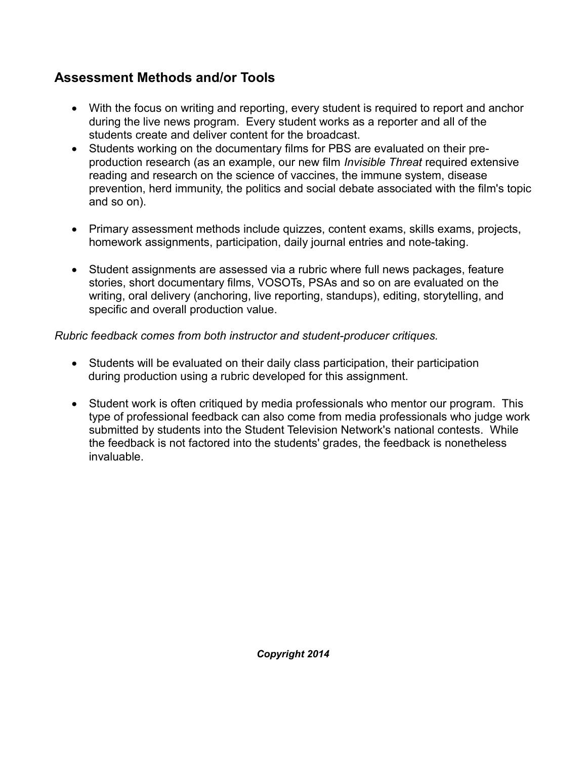## Assessment Methods and/or Tools

- With the focus on writing and reporting, every student is required to report and anchor during the live news program. Every student works as a reporter and all of the students create and deliver content for the broadcast.
- Students working on the documentary films for PBS are evaluated on their pre-production research (as an example, our new film *Invisible Threat* required extensive reading and research on the science of vaccines, the immune system, disease prevention, herd immunity, the politics and social debate associated with the film's topic and so on).

- Primary assessment methods include quizzes, content exams, skills exams, projects, homework assignments, participation, daily journal entries and note-taking.

- Student assignments are assessed via a rubric where full news packages, feature stories, short documentary films, VOSOTs, PSAs and so on are evaluated on the writing, oral delivery (anchoring, live reporting, standups), editing, storytelling, and specific and overall production value.

*Rubric feedback comes from both instructor and student-producer critiques.*

- Students will be evaluated on their daily class participation, their participation during production using a rubric developed for this assignment.

- Student work is often critiqued by media professionals who mentor our program. This type of professional feedback can also come from media professionals who judge work submitted by students into the Student Television Network's national contests. While the feedback is not factored into the students' grades, the feedback is nonetheless invaluable.

***Copyright 2014***